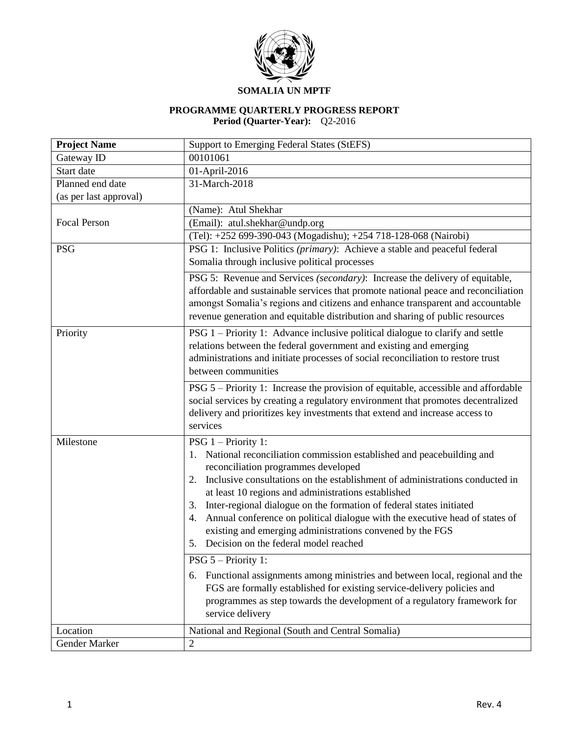**SOMALIA UN MPTF**

**PROGRAMME QUARTERLY PROGRESS REPORT**
**Period (Quarter-Year):** Q2-2016

| **Project Name** | Support to Emerging Federal States (StEFS) |
|---|---|
| Gateway ID | 00101061 |
| Start date | 01-April-2016 |
| Planned end date (as per last approval) | 31-March-2018 |
| Focal Person | (Name): Atul Shekhar |
| | (Email): atul.shekhar@undp.org |
| | (Tel): +252 699-390-043 (Mogadishu); +254 718-128-068 (Nairobi) |
| PSG | PSG 1: Inclusive Politics *(primary)*: Achieve a stable and peaceful federal Somalia through inclusive political processes |
| | PSG 5: Revenue and Services *(secondary)*: Increase the delivery of equitable, affordable and sustainable services that promote national peace and reconciliation amongst Somalia's regions and citizens and enhance transparent and accountable revenue generation and equitable distribution and sharing of public resources |
| Priority | PSG 1 – Priority 1: Advance inclusive political dialogue to clarify and settle relations between the federal government and existing and emerging administrations and initiate processes of social reconciliation to restore trust between communities |
| | PSG 5 – Priority 1: Increase the provision of equitable, accessible and affordable social services by creating a regulatory environment that promotes decentralized delivery and prioritizes key investments that extend and increase access to services |
| Milestone | PSG 1 – Priority 1:<br>1. National reconciliation commission established and peacebuilding and reconciliation programmes developed<br>2. Inclusive consultations on the establishment of administrations conducted in at least 10 regions and administrations established<br>3. Inter-regional dialogue on the formation of federal states initiated<br>4. Annual conference on political dialogue with the executive head of states of existing and emerging administrations convened by the FGS<br>5. Decision on the federal model reached |
| | PSG 5 – Priority 1:<br>6. Functional assignments among ministries and between local, regional and the FGS are formally established for existing service-delivery policies and programmes as step towards the development of a regulatory framework for service delivery |
| Location | National and Regional (South and Central Somalia) |
| Gender Marker | 2 |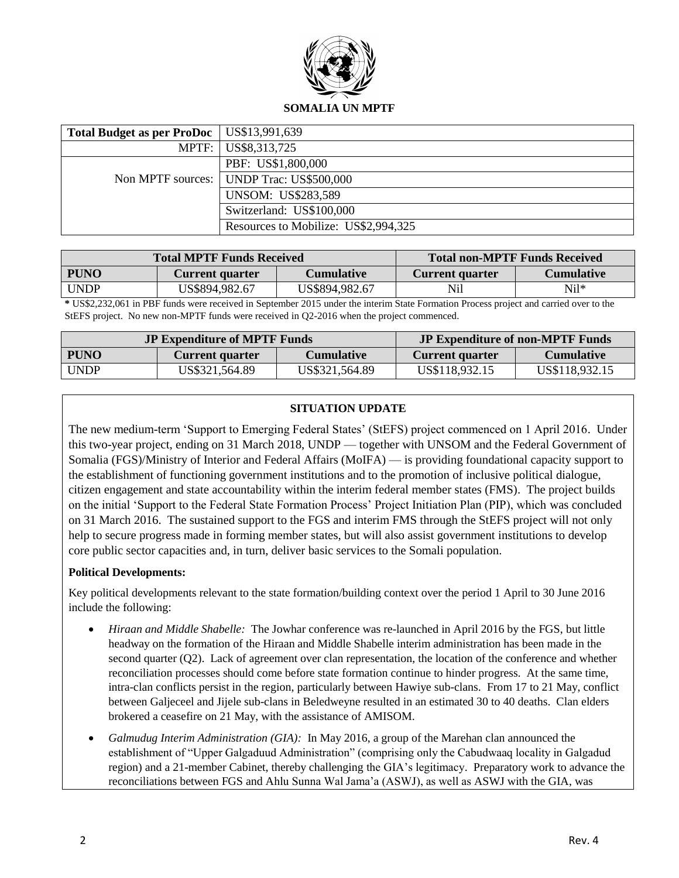**SOMALIA UN MPTF**

| Total Budget as per ProDoc | US$13,991,639 |
|---|---|
| MPTF: | US$8,313,725 |
| Non MPTF sources: | PBF: US$1,800,000 |
| | UNDP Trac: US$500,000 |
| | UNSOM: US$283,589 |
| | Switzerland: US$100,000 |
| | Resources to Mobilize: US$2,994,325 |

| Total MPTF Funds Received | | | Total non-MPTF Funds Received | |
|---|---|---|---|---|
| **PUNO** | **Current quarter** | **Cumulative** | **Current quarter** | **Cumulative** |
| UNDP | US$894,982.67 | US$894,982.67 | Nil | Nil* |

**\*** US$2,232,061 in PBF funds were received in September 2015 under the interim State Formation Process project and carried over to the StEFS project. No new non-MPTF funds were received in Q2-2016 when the project commenced.

| JP Expenditure of MPTF Funds | | | JP Expenditure of non-MPTF Funds | |
|---|---|---|---|---|
| **PUNO** | **Current quarter** | **Cumulative** | **Current quarter** | **Cumulative** |
| UNDP | US$321,564.89 | US$321,564.89 | US$118,932.15 | US$118,932.15 |

**SITUATION UPDATE**

The new medium-term 'Support to Emerging Federal States' (StEFS) project commenced on 1 April 2016. Under this two-year project, ending on 31 March 2018, UNDP — together with UNSOM and the Federal Government of Somalia (FGS)/Ministry of Interior and Federal Affairs (MoIFA) — is providing foundational capacity support to the establishment of functioning government institutions and to the promotion of inclusive political dialogue, citizen engagement and state accountability within the interim federal member states (FMS). The project builds on the initial 'Support to the Federal State Formation Process' Project Initiation Plan (PIP), which was concluded on 31 March 2016. The sustained support to the FGS and interim FMS through the StEFS project will not only help to secure progress made in forming member states, but will also assist government institutions to develop core public sector capacities and, in turn, deliver basic services to the Somali population.

**Political Developments:**

Key political developments relevant to the state formation/building context over the period 1 April to 30 June 2016 include the following:

- *Hiraan and Middle Shabelle:* The Jowhar conference was re-launched in April 2016 by the FGS, but little headway on the formation of the Hiraan and Middle Shabelle interim administration has been made in the second quarter (Q2). Lack of agreement over clan representation, the location of the conference and whether reconciliation processes should come before state formation continue to hinder progress. At the same time, intra-clan conflicts persist in the region, particularly between Hawiye sub-clans. From 17 to 21 May, conflict between Galjeceel and Jijele sub-clans in Beledweyne resulted in an estimated 30 to 40 deaths. Clan elders brokered a ceasefire on 21 May, with the assistance of AMISOM.
- *Galmudug Interim Administration (GIA):* In May 2016, a group of the Marehan clan announced the establishment of "Upper Galgaduud Administration" (comprising only the Cabudwaaq locality in Galgadud region) and a 21-member Cabinet, thereby challenging the GIA's legitimacy. Preparatory work to advance the reconciliations between FGS and Ahlu Sunna Wal Jama'a (ASWJ), as well as ASWJ with the GIA, was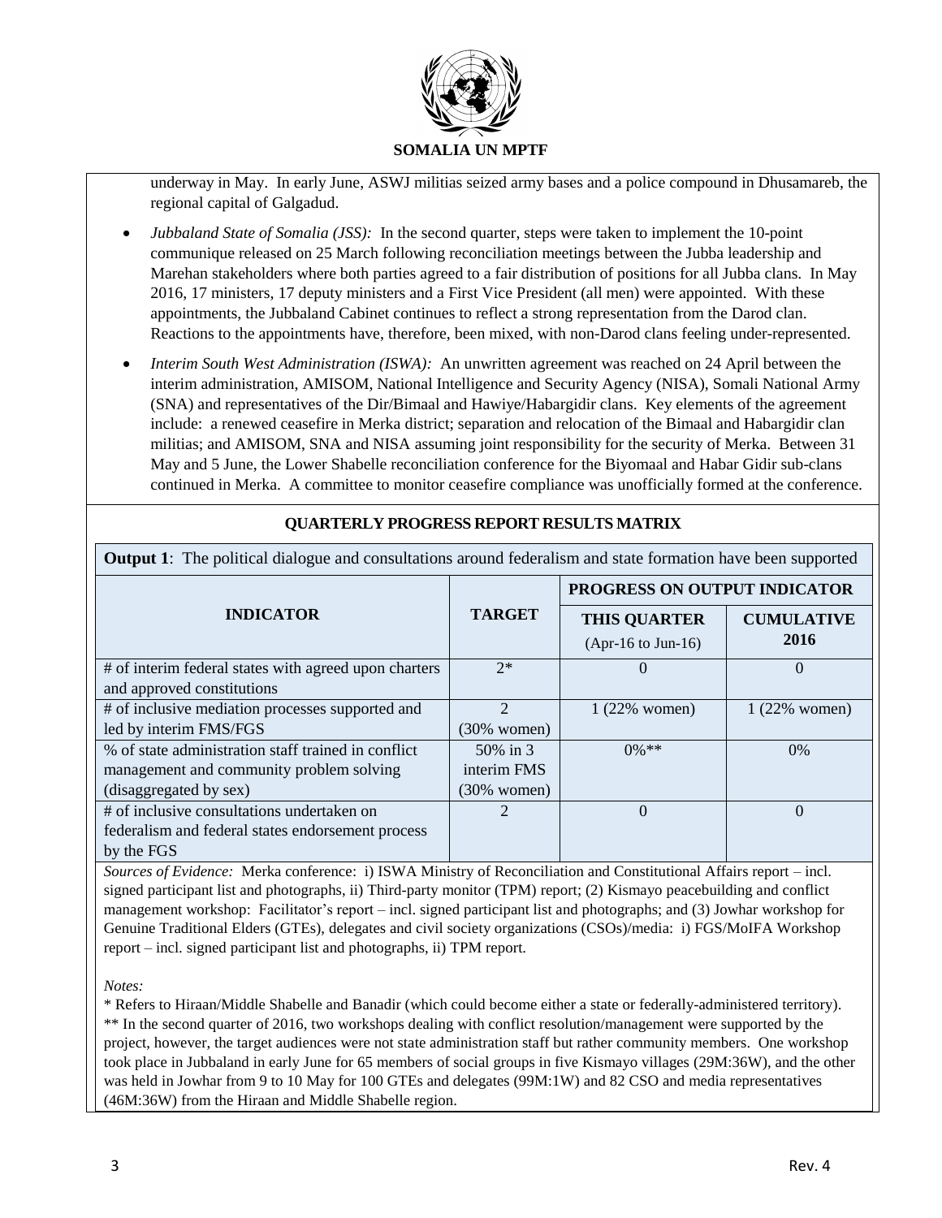underway in May. In early June, ASWJ militias seized army bases and a police compound in Dhusamareb, the regional capital of Galgadud.

- *Jubbaland State of Somalia (JSS):* In the second quarter, steps were taken to implement the 10-point communique released on 25 March following reconciliation meetings between the Jubba leadership and Marehan stakeholders where both parties agreed to a fair distribution of positions for all Jubba clans. In May 2016, 17 ministers, 17 deputy ministers and a First Vice President (all men) were appointed. With these appointments, the Jubbaland Cabinet continues to reflect a strong representation from the Darod clan. Reactions to the appointments have, therefore, been mixed, with non-Darod clans feeling under-represented.
- *Interim South West Administration (ISWA):* An unwritten agreement was reached on 24 April between the interim administration, AMISOM, National Intelligence and Security Agency (NISA), Somali National Army (SNA) and representatives of the Dir/Bimaal and Hawiye/Habargidir clans. Key elements of the agreement include: a renewed ceasefire in Merka district; separation and relocation of the Bimaal and Habargidir clan militias; and AMISOM, SNA and NISA assuming joint responsibility for the security of Merka. Between 31 May and 5 June, the Lower Shabelle reconciliation conference for the Biyomaal and Habar Gidir sub-clans continued in Merka. A committee to monitor ceasefire compliance was unofficially formed at the conference.

## QUARTERLY PROGRESS REPORT RESULTS MATRIX

**Output 1**: The political dialogue and consultations around federalism and state formation have been supported

| INDICATOR | TARGET | PROGRESS ON OUTPUT INDICATOR | |
|---|---|---|---|
| | | **THIS QUARTER** (Apr-16 to Jun-16) | **CUMULATIVE 2016** |
| # of interim federal states with agreed upon charters and approved constitutions | 2* | 0 | 0 |
| # of inclusive mediation processes supported and led by interim FMS/FGS | 2 (30% women) | 1 (22% women) | 1 (22% women) |
| % of state administration staff trained in conflict management and community problem solving (disaggregated by sex) | 50% in 3 interim FMS (30% women) | 0%** | 0% |
| # of inclusive consultations undertaken on federalism and federal states endorsement process by the FGS | 2 | 0 | 0 |

*Sources of Evidence:* Merka conference: i) ISWA Ministry of Reconciliation and Constitutional Affairs report – incl. signed participant list and photographs, ii) Third-party monitor (TPM) report; (2) Kismayo peacebuilding and conflict management workshop: Facilitator's report – incl. signed participant list and photographs; and (3) Jowhar workshop for Genuine Traditional Elders (GTEs), delegates and civil society organizations (CSOs)/media: i) FGS/MoIFA Workshop report – incl. signed participant list and photographs, ii) TPM report.

*Notes:*

\* Refers to Hiraan/Middle Shabelle and Banadir (which could become either a state or federally-administered territory).

\*\* In the second quarter of 2016, two workshops dealing with conflict resolution/management were supported by the project, however, the target audiences were not state administration staff but rather community members. One workshop took place in Jubbaland in early June for 65 members of social groups in five Kismayo villages (29M:36W), and the other was held in Jowhar from 9 to 10 May for 100 GTEs and delegates (99M:1W) and 82 CSO and media representatives (46M:36W) from the Hiraan and Middle Shabelle region.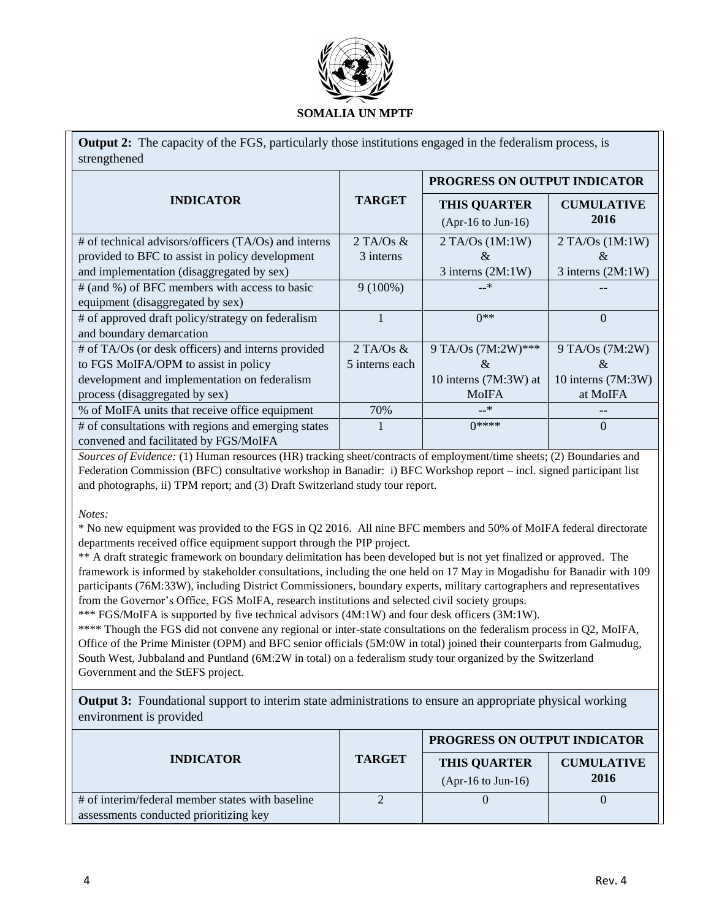**SOMALIA UN MPTF**

**Output 2:** The capacity of the FGS, particularly those institutions engaged in the federalism process, is strengthened

| INDICATOR | TARGET | PROGRESS ON OUTPUT INDICATOR | |
|---|---|---|---|
| | | **THIS QUARTER** (Apr-16 to Jun-16) | **CUMULATIVE 2016** |
| # of technical advisors/officers (TA/Os) and interns provided to BFC to assist in policy development and implementation (disaggregated by sex) | 2 TA/Os & 3 interns | 2 TA/Os (1M:1W) & 3 interns (2M:1W) | 2 TA/Os (1M:1W) & 3 interns (2M:1W) |
| # (and %) of BFC members with access to basic equipment (disaggregated by sex) | 9 (100%) | --* | -- |
| # of approved draft policy/strategy on federalism and boundary demarcation | 1 | 0** | 0 |
| # of TA/Os (or desk officers) and interns provided to FGS MoIFA/OPM to assist in policy development and implementation on federalism process (disaggregated by sex) | 2 TA/Os & 5 interns each | 9 TA/Os (7M:2W)*** & 10 interns (7M:3W) at MoIFA | 9 TA/Os (7M:2W) & 10 interns (7M:3W) at MoIFA |
| % of MoIFA units that receive office equipment | 70% | --* | -- |
| # of consultations with regions and emerging states convened and facilitated by FGS/MoIFA | 1 | 0**** | 0 |

*Sources of Evidence:* (1) Human resources (HR) tracking sheet/contracts of employment/time sheets; (2) Boundaries and Federation Commission (BFC) consultative workshop in Banadir: i) BFC Workshop report – incl. signed participant list and photographs, ii) TPM report; and (3) Draft Switzerland study tour report.

*Notes:*

\* No new equipment was provided to the FGS in Q2 2016. All nine BFC members and 50% of MoIFA federal directorate departments received office equipment support through the PIP project.

** A draft strategic framework on boundary delimitation has been developed but is not yet finalized or approved. The framework is informed by stakeholder consultations, including the one held on 17 May in Mogadishu for Banadir with 109 participants (76M:33W), including District Commissioners, boundary experts, military cartographers and representatives from the Governor's Office, FGS MoIFA, research institutions and selected civil society groups.

*** FGS/MoIFA is supported by five technical advisors (4M:1W) and four desk officers (3M:1W).

**** Though the FGS did not convene any regional or inter-state consultations on the federalism process in Q2, MoIFA, Office of the Prime Minister (OPM) and BFC senior officials (5M:0W in total) joined their counterparts from Galmudug, South West, Jubbaland and Puntland (6M:2W in total) on a federalism study tour organized by the Switzerland Government and the StEFS project.

**Output 3:** Foundational support to interim state administrations to ensure an appropriate physical working environment is provided

| INDICATOR | TARGET | PROGRESS ON OUTPUT INDICATOR | |
|---|---|---|---|
| | | **THIS QUARTER** (Apr-16 to Jun-16) | **CUMULATIVE 2016** |
| # of interim/federal member states with baseline assessments conducted prioritizing key | 2 | 0 | 0 |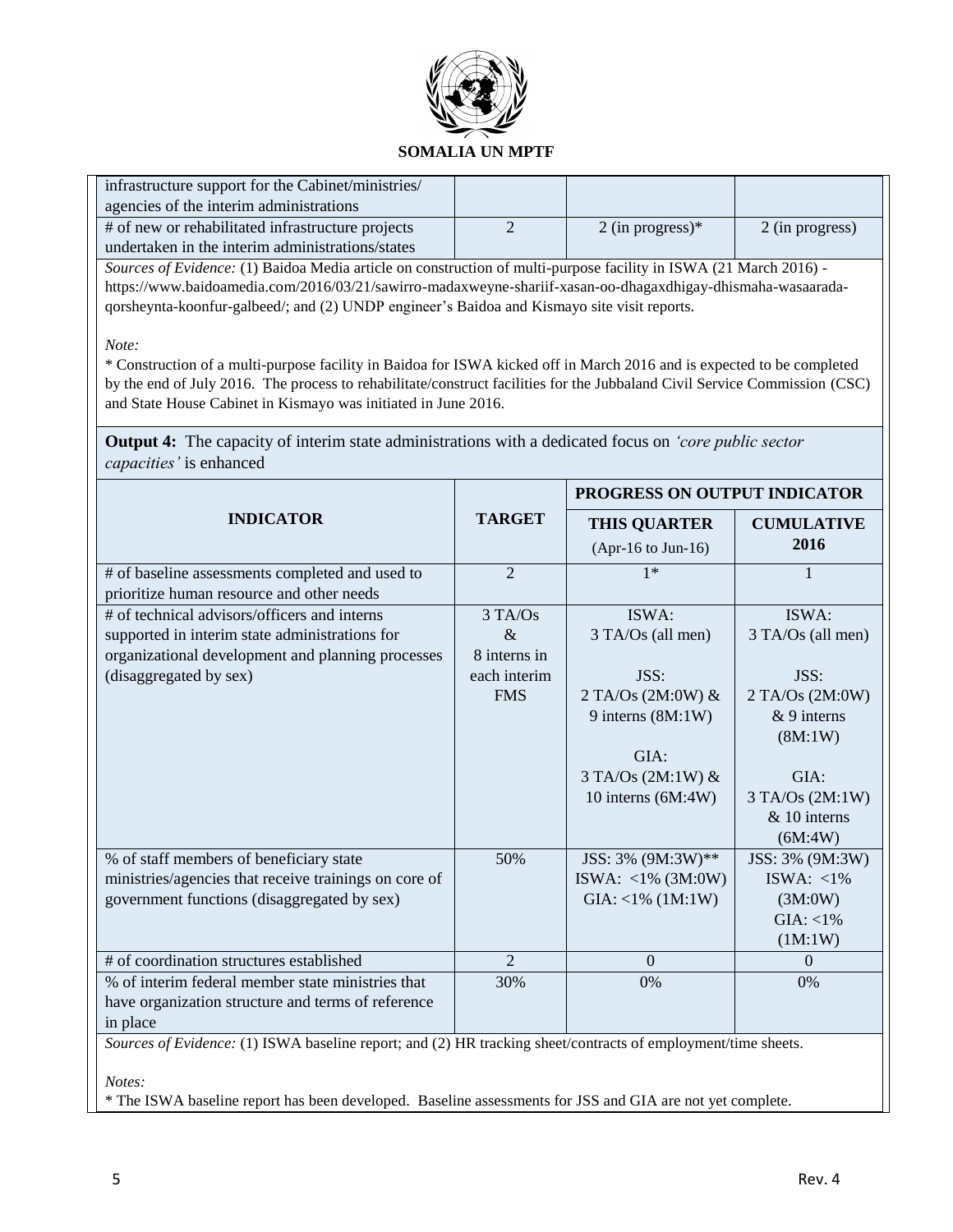**SOMALIA UN MPTF**

| | | | |
|---|---|---|---|
| infrastructure support for the Cabinet/ministries/ agencies of the interim administrations | | | |
| # of new or rehabilitated infrastructure projects undertaken in the interim administrations/states | 2 | 2 (in progress)* | 2 (in progress) |

*Sources of Evidence:* (1) Baidoa Media article on construction of multi-purpose facility in ISWA (21 March 2016) - https://www.baidoamedia.com/2016/03/21/sawirro-madaxweyne-shariif-xasan-oo-dhagaxdhigay-dhismaha-wasaarada-qorsheynta-koonfur-galbeed/; and (2) UNDP engineer's Baidoa and Kismayo site visit reports.

*Note:*

* Construction of a multi-purpose facility in Baidoa for ISWA kicked off in March 2016 and is expected to be completed by the end of July 2016. The process to rehabilitate/construct facilities for the Jubbaland Civil Service Commission (CSC) and State House Cabinet in Kismayo was initiated in June 2016.

**Output 4:** The capacity of interim state administrations with a dedicated focus on *'core public sector capacities'* is enhanced

| INDICATOR | TARGET | PROGRESS ON OUTPUT INDICATOR | |
|---|---|---|---|
| | | **THIS QUARTER** (Apr-16 to Jun-16) | **CUMULATIVE 2016** |
| # of baseline assessments completed and used to prioritize human resource and other needs | 2 | 1* | 1 |
| # of technical advisors/officers and interns supported in interim state administrations for organizational development and planning processes (disaggregated by sex) | 3 TA/Os & 8 interns in each interim FMS | ISWA: 3 TA/Os (all men)<br><br>JSS: 2 TA/Os (2M:0W) & 9 interns (8M:1W)<br><br>GIA: 3 TA/Os (2M:1W) & 10 interns (6M:4W) | ISWA: 3 TA/Os (all men)<br><br>JSS: 2 TA/Os (2M:0W) & 9 interns (8M:1W)<br><br>GIA: 3 TA/Os (2M:1W) & 10 interns (6M:4W) |
| % of staff members of beneficiary state ministries/agencies that receive trainings on core of government functions (disaggregated by sex) | 50% | JSS: 3% (9M:3W)**<br>ISWA: <1% (3M:0W)<br>GIA: <1% (1M:1W) | JSS: 3% (9M:3W)<br>ISWA: <1% (3M:0W)<br>GIA: <1% (1M:1W) |
| # of coordination structures established | 2 | 0 | 0 |
| % of interim federal member state ministries that have organization structure and terms of reference in place | 30% | 0% | 0% |

*Sources of Evidence:* (1) ISWA baseline report; and (2) HR tracking sheet/contracts of employment/time sheets.

*Notes:*

* The ISWA baseline report has been developed. Baseline assessments for JSS and GIA are not yet complete.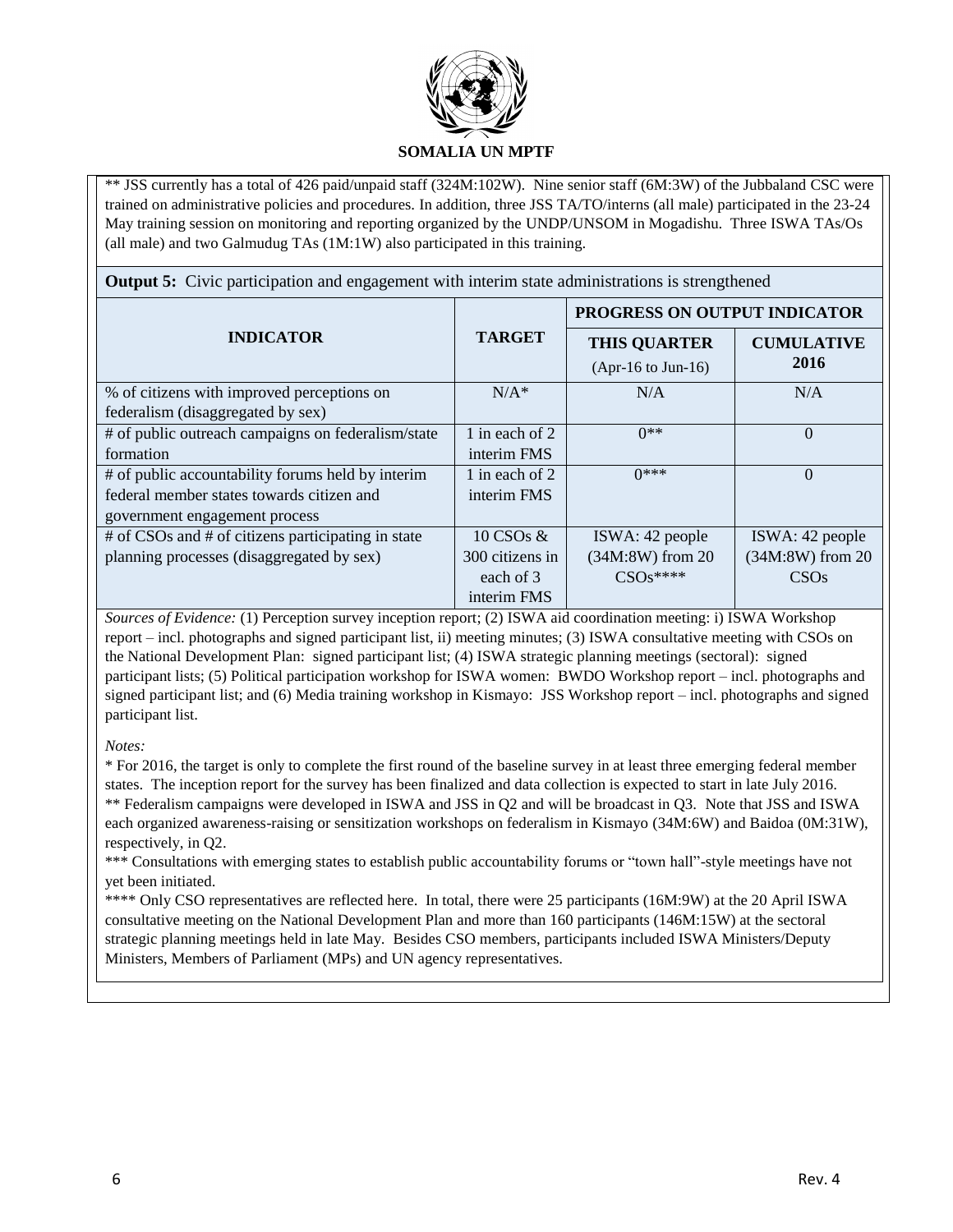** JSS currently has a total of 426 paid/unpaid staff (324M:102W). Nine senior staff (6M:3W) of the Jubbaland CSC were trained on administrative policies and procedures. In addition, three JSS TA/TO/interns (all male) participated in the 23-24 May training session on monitoring and reporting organized by the UNDP/UNSOM in Mogadishu. Three ISWA TAs/Os (all male) and two Galmudug TAs (1M:1W) also participated in this training.

**Output 5:** Civic participation and engagement with interim state administrations is strengthened

| INDICATOR | TARGET | PROGRESS ON OUTPUT INDICATOR | |
|---|---|---|---|
| | | **THIS QUARTER** (Apr-16 to Jun-16) | **CUMULATIVE 2016** |
| % of citizens with improved perceptions on federalism (disaggregated by sex) | N/A* | N/A | N/A |
| # of public outreach campaigns on federalism/state formation | 1 in each of 2 interim FMS | 0** | 0 |
| # of public accountability forums held by interim federal member states towards citizen and government engagement process | 1 in each of 2 interim FMS | 0*** | 0 |
| # of CSOs and # of citizens participating in state planning processes (disaggregated by sex) | 10 CSOs & 300 citizens in each of 3 interim FMS | ISWA: 42 people (34M:8W) from 20 CSOs**** | ISWA: 42 people (34M:8W) from 20 CSOs |

*Sources of Evidence:* (1) Perception survey inception report; (2) ISWA aid coordination meeting: i) ISWA Workshop report – incl. photographs and signed participant list, ii) meeting minutes; (3) ISWA consultative meeting with CSOs on the National Development Plan: signed participant list; (4) ISWA strategic planning meetings (sectoral): signed participant lists; (5) Political participation workshop for ISWA women: BWDO Workshop report – incl. photographs and signed participant list; and (6) Media training workshop in Kismayo: JSS Workshop report – incl. photographs and signed participant list.

*Notes:*

* For 2016, the target is only to complete the first round of the baseline survey in at least three emerging federal member states. The inception report for the survey has been finalized and data collection is expected to start in late July 2016.

** Federalism campaigns were developed in ISWA and JSS in Q2 and will be broadcast in Q3. Note that JSS and ISWA each organized awareness-raising or sensitization workshops on federalism in Kismayo (34M:6W) and Baidoa (0M:31W), respectively, in Q2.

*** Consultations with emerging states to establish public accountability forums or "town hall"-style meetings have not yet been initiated.

**** Only CSO representatives are reflected here. In total, there were 25 participants (16M:9W) at the 20 April ISWA consultative meeting on the National Development Plan and more than 160 participants (146M:15W) at the sectoral strategic planning meetings held in late May. Besides CSO members, participants included ISWA Ministers/Deputy Ministers, Members of Parliament (MPs) and UN agency representatives.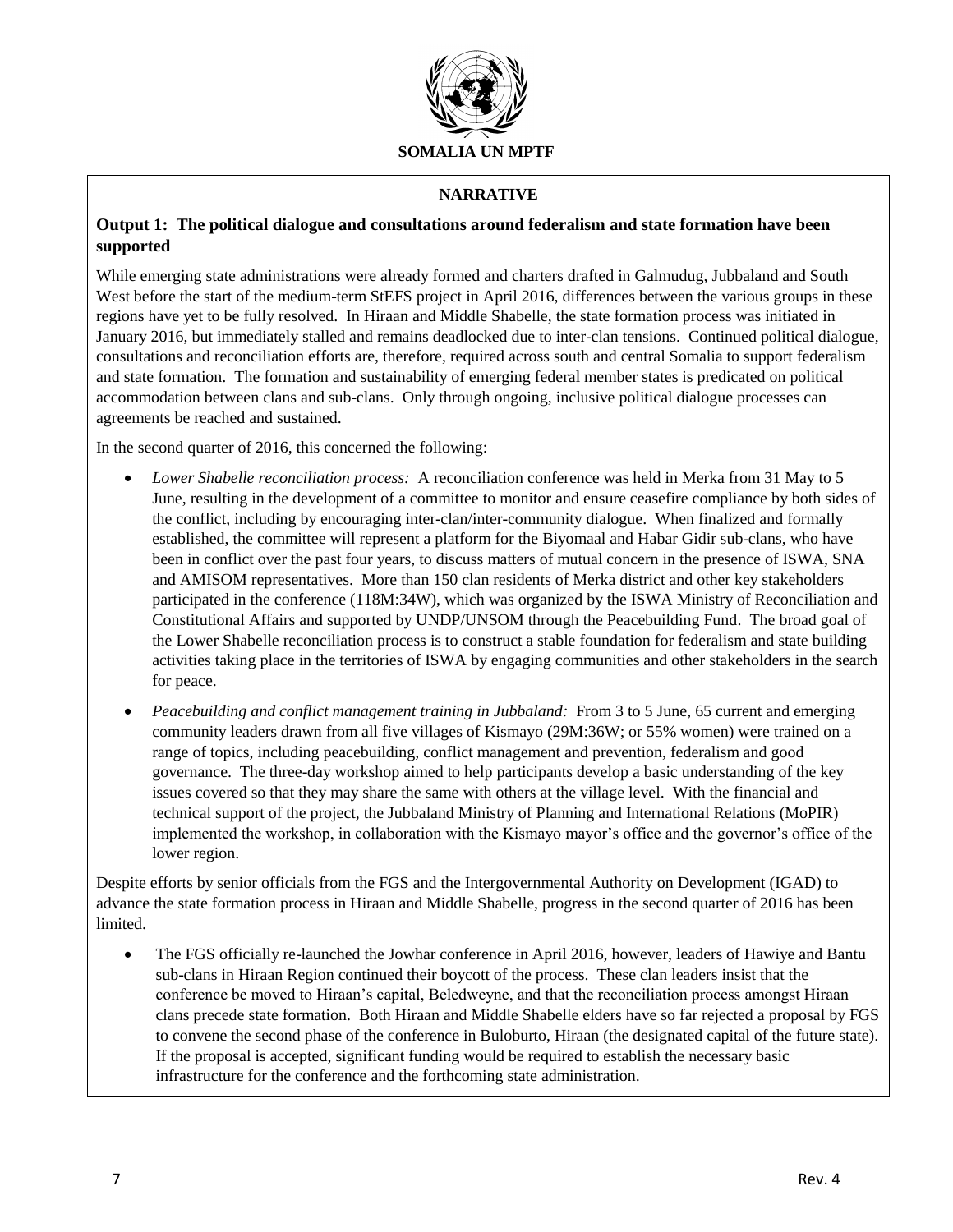**SOMALIA UN MPTF**

**NARRATIVE**

**Output 1: The political dialogue and consultations around federalism and state formation have been supported**

While emerging state administrations were already formed and charters drafted in Galmudug, Jubbaland and South West before the start of the medium-term StEFS project in April 2016, differences between the various groups in these regions have yet to be fully resolved. In Hiraan and Middle Shabelle, the state formation process was initiated in January 2016, but immediately stalled and remains deadlocked due to inter-clan tensions. Continued political dialogue, consultations and reconciliation efforts are, therefore, required across south and central Somalia to support federalism and state formation. The formation and sustainability of emerging federal member states is predicated on political accommodation between clans and sub-clans. Only through ongoing, inclusive political dialogue processes can agreements be reached and sustained.

In the second quarter of 2016, this concerned the following:

- *Lower Shabelle reconciliation process:* A reconciliation conference was held in Merka from 31 May to 5 June, resulting in the development of a committee to monitor and ensure ceasefire compliance by both sides of the conflict, including by encouraging inter-clan/inter-community dialogue. When finalized and formally established, the committee will represent a platform for the Biyomaal and Habar Gidir sub-clans, who have been in conflict over the past four years, to discuss matters of mutual concern in the presence of ISWA, SNA and AMISOM representatives. More than 150 clan residents of Merka district and other key stakeholders participated in the conference (118M:34W), which was organized by the ISWA Ministry of Reconciliation and Constitutional Affairs and supported by UNDP/UNSOM through the Peacebuilding Fund. The broad goal of the Lower Shabelle reconciliation process is to construct a stable foundation for federalism and state building activities taking place in the territories of ISWA by engaging communities and other stakeholders in the search for peace.
- *Peacebuilding and conflict management training in Jubbaland:* From 3 to 5 June, 65 current and emerging community leaders drawn from all five villages of Kismayo (29M:36W; or 55% women) were trained on a range of topics, including peacebuilding, conflict management and prevention, federalism and good governance. The three-day workshop aimed to help participants develop a basic understanding of the key issues covered so that they may share the same with others at the village level. With the financial and technical support of the project, the Jubbaland Ministry of Planning and International Relations (MoPIR) implemented the workshop, in collaboration with the Kismayo mayor's office and the governor's office of the lower region.

Despite efforts by senior officials from the FGS and the Intergovernmental Authority on Development (IGAD) to advance the state formation process in Hiraan and Middle Shabelle, progress in the second quarter of 2016 has been limited.

- The FGS officially re-launched the Jowhar conference in April 2016, however, leaders of Hawiye and Bantu sub-clans in Hiraan Region continued their boycott of the process. These clan leaders insist that the conference be moved to Hiraan's capital, Beledweyne, and that the reconciliation process amongst Hiraan clans precede state formation. Both Hiraan and Middle Shabelle elders have so far rejected a proposal by FGS to convene the second phase of the conference in Buloburto, Hiraan (the designated capital of the future state). If the proposal is accepted, significant funding would be required to establish the necessary basic infrastructure for the conference and the forthcoming state administration.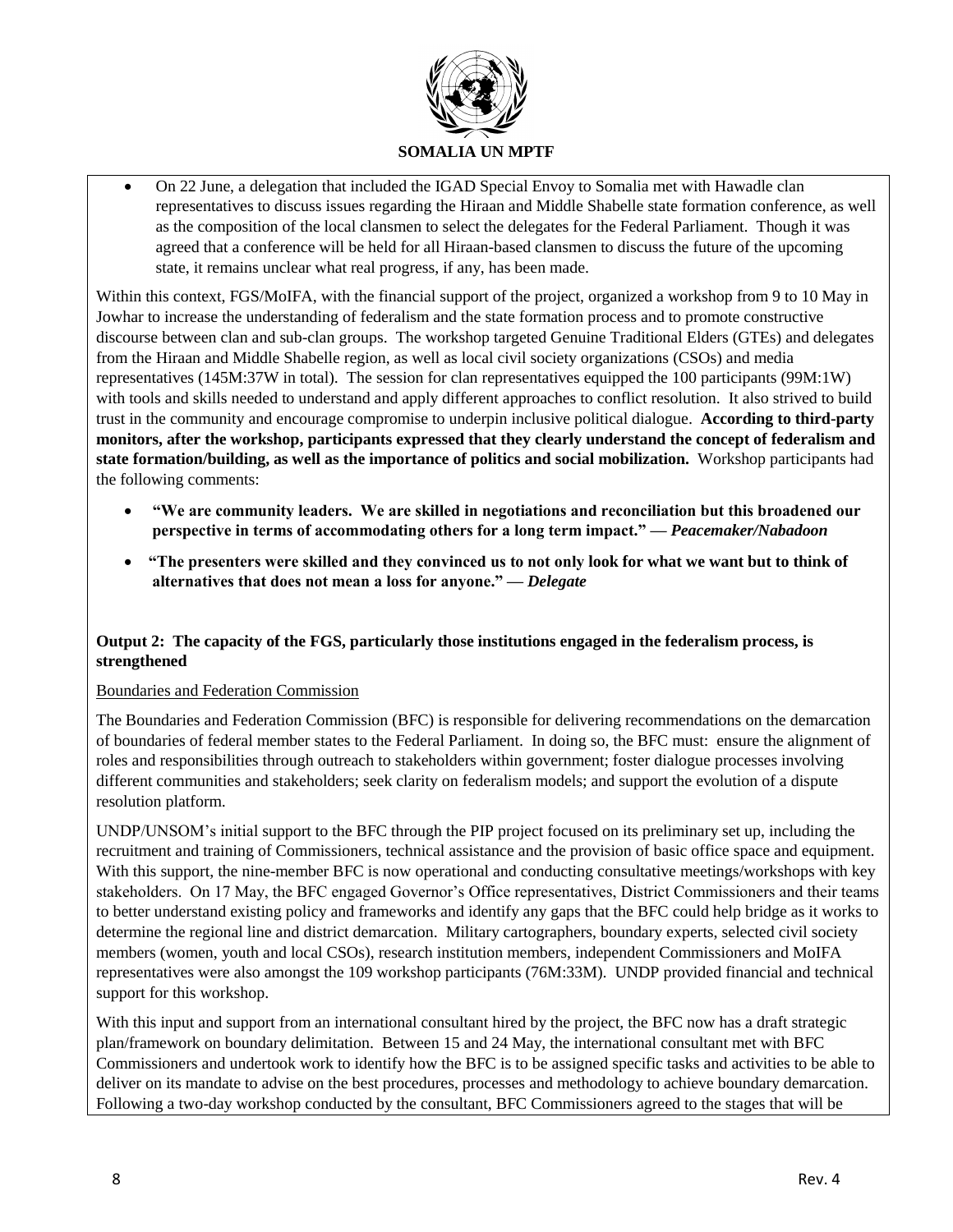- On 22 June, a delegation that included the IGAD Special Envoy to Somalia met with Hawadle clan representatives to discuss issues regarding the Hiraan and Middle Shabelle state formation conference, as well as the composition of the local clansmen to select the delegates for the Federal Parliament. Though it was agreed that a conference will be held for all Hiraan-based clansmen to discuss the future of the upcoming state, it remains unclear what real progress, if any, has been made.

Within this context, FGS/MoIFA, with the financial support of the project, organized a workshop from 9 to 10 May in Jowhar to increase the understanding of federalism and the state formation process and to promote constructive discourse between clan and sub-clan groups. The workshop targeted Genuine Traditional Elders (GTEs) and delegates from the Hiraan and Middle Shabelle region, as well as local civil society organizations (CSOs) and media representatives (145M:37W in total). The session for clan representatives equipped the 100 participants (99M:1W) with tools and skills needed to understand and apply different approaches to conflict resolution. It also strived to build trust in the community and encourage compromise to underpin inclusive political dialogue. **According to third-party monitors, after the workshop, participants expressed that they clearly understand the concept of federalism and state formation/building, as well as the importance of politics and social mobilization.** Workshop participants had the following comments:

- **"We are community leaders. We are skilled in negotiations and reconciliation but this broadened our perspective in terms of accommodating others for a long term impact." — *Peacemaker/Nabadoon***
- **"The presenters were skilled and they convinced us to not only look for what we want but to think of alternatives that does not mean a loss for anyone." — *Delegate***

**Output 2: The capacity of the FGS, particularly those institutions engaged in the federalism process, is strengthened**

Boundaries and Federation Commission

The Boundaries and Federation Commission (BFC) is responsible for delivering recommendations on the demarcation of boundaries of federal member states to the Federal Parliament. In doing so, the BFC must: ensure the alignment of roles and responsibilities through outreach to stakeholders within government; foster dialogue processes involving different communities and stakeholders; seek clarity on federalism models; and support the evolution of a dispute resolution platform.

UNDP/UNSOM's initial support to the BFC through the PIP project focused on its preliminary set up, including the recruitment and training of Commissioners, technical assistance and the provision of basic office space and equipment. With this support, the nine-member BFC is now operational and conducting consultative meetings/workshops with key stakeholders. On 17 May, the BFC engaged Governor's Office representatives, District Commissioners and their teams to better understand existing policy and frameworks and identify any gaps that the BFC could help bridge as it works to determine the regional line and district demarcation. Military cartographers, boundary experts, selected civil society members (women, youth and local CSOs), research institution members, independent Commissioners and MoIFA representatives were also amongst the 109 workshop participants (76M:33M). UNDP provided financial and technical support for this workshop.

With this input and support from an international consultant hired by the project, the BFC now has a draft strategic plan/framework on boundary delimitation. Between 15 and 24 May, the international consultant met with BFC Commissioners and undertook work to identify how the BFC is to be assigned specific tasks and activities to be able to deliver on its mandate to advise on the best procedures, processes and methodology to achieve boundary demarcation. Following a two-day workshop conducted by the consultant, BFC Commissioners agreed to the stages that will be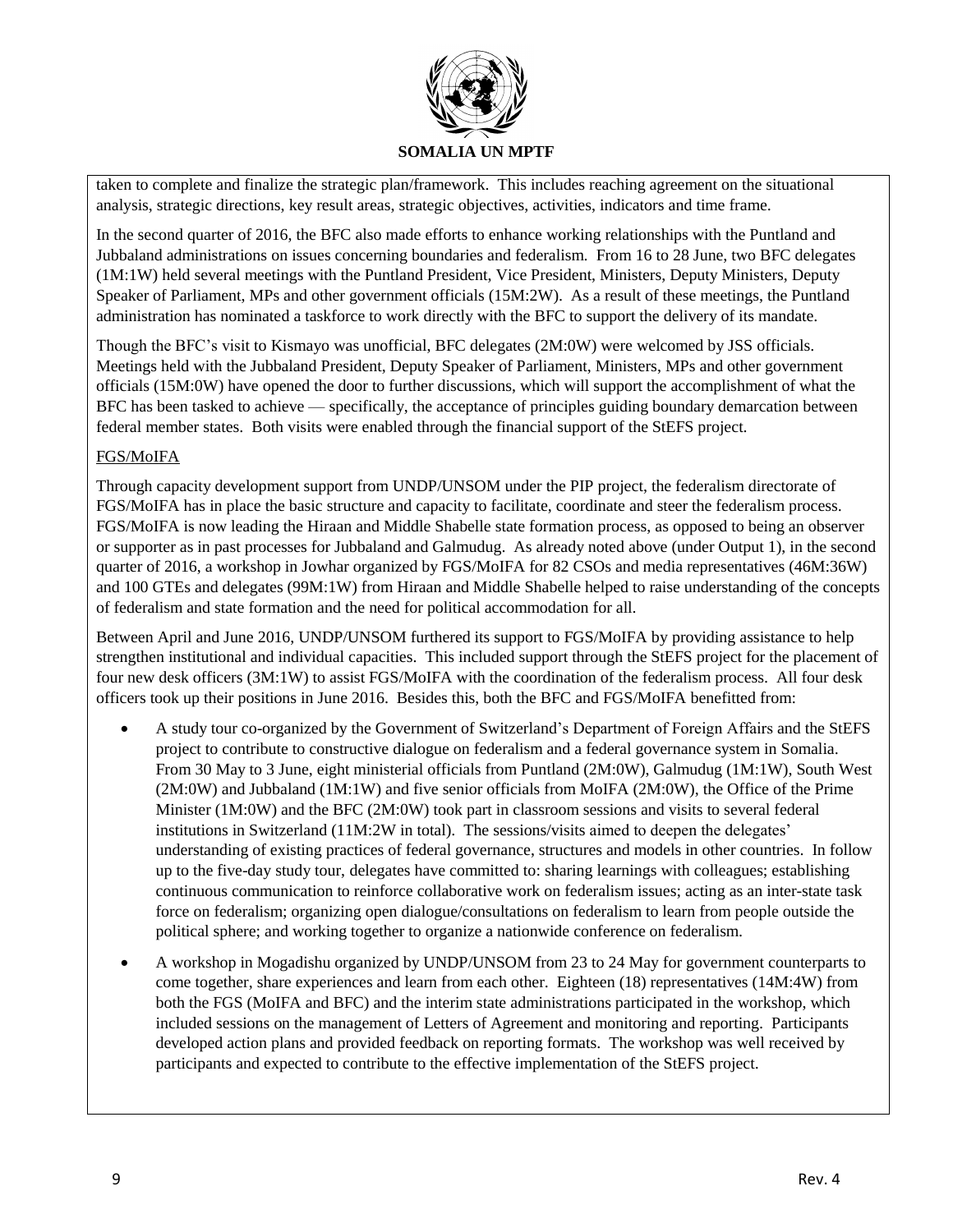taken to complete and finalize the strategic plan/framework. This includes reaching agreement on the situational analysis, strategic directions, key result areas, strategic objectives, activities, indicators and time frame.

In the second quarter of 2016, the BFC also made efforts to enhance working relationships with the Puntland and Jubbaland administrations on issues concerning boundaries and federalism. From 16 to 28 June, two BFC delegates (1M:1W) held several meetings with the Puntland President, Vice President, Ministers, Deputy Ministers, Deputy Speaker of Parliament, MPs and other government officials (15M:2W). As a result of these meetings, the Puntland administration has nominated a taskforce to work directly with the BFC to support the delivery of its mandate.

Though the BFC's visit to Kismayo was unofficial, BFC delegates (2M:0W) were welcomed by JSS officials. Meetings held with the Jubbaland President, Deputy Speaker of Parliament, Ministers, MPs and other government officials (15M:0W) have opened the door to further discussions, which will support the accomplishment of what the BFC has been tasked to achieve — specifically, the acceptance of principles guiding boundary demarcation between federal member states. Both visits were enabled through the financial support of the StEFS project.

FGS/MoIFA

Through capacity development support from UNDP/UNSOM under the PIP project, the federalism directorate of FGS/MoIFA has in place the basic structure and capacity to facilitate, coordinate and steer the federalism process. FGS/MoIFA is now leading the Hiraan and Middle Shabelle state formation process, as opposed to being an observer or supporter as in past processes for Jubbaland and Galmudug. As already noted above (under Output 1), in the second quarter of 2016, a workshop in Jowhar organized by FGS/MoIFA for 82 CSOs and media representatives (46M:36W) and 100 GTEs and delegates (99M:1W) from Hiraan and Middle Shabelle helped to raise understanding of the concepts of federalism and state formation and the need for political accommodation for all.

Between April and June 2016, UNDP/UNSOM furthered its support to FGS/MoIFA by providing assistance to help strengthen institutional and individual capacities. This included support through the StEFS project for the placement of four new desk officers (3M:1W) to assist FGS/MoIFA with the coordination of the federalism process. All four desk officers took up their positions in June 2016. Besides this, both the BFC and FGS/MoIFA benefitted from:

- A study tour co-organized by the Government of Switzerland's Department of Foreign Affairs and the StEFS project to contribute to constructive dialogue on federalism and a federal governance system in Somalia. From 30 May to 3 June, eight ministerial officials from Puntland (2M:0W), Galmudug (1M:1W), South West (2M:0W) and Jubbaland (1M:1W) and five senior officials from MoIFA (2M:0W), the Office of the Prime Minister (1M:0W) and the BFC (2M:0W) took part in classroom sessions and visits to several federal institutions in Switzerland (11M:2W in total). The sessions/visits aimed to deepen the delegates' understanding of existing practices of federal governance, structures and models in other countries. In follow up to the five-day study tour, delegates have committed to: sharing learnings with colleagues; establishing continuous communication to reinforce collaborative work on federalism issues; acting as an inter-state task force on federalism; organizing open dialogue/consultations on federalism to learn from people outside the political sphere; and working together to organize a nationwide conference on federalism.
- A workshop in Mogadishu organized by UNDP/UNSOM from 23 to 24 May for government counterparts to come together, share experiences and learn from each other. Eighteen (18) representatives (14M:4W) from both the FGS (MoIFA and BFC) and the interim state administrations participated in the workshop, which included sessions on the management of Letters of Agreement and monitoring and reporting. Participants developed action plans and provided feedback on reporting formats. The workshop was well received by participants and expected to contribute to the effective implementation of the StEFS project.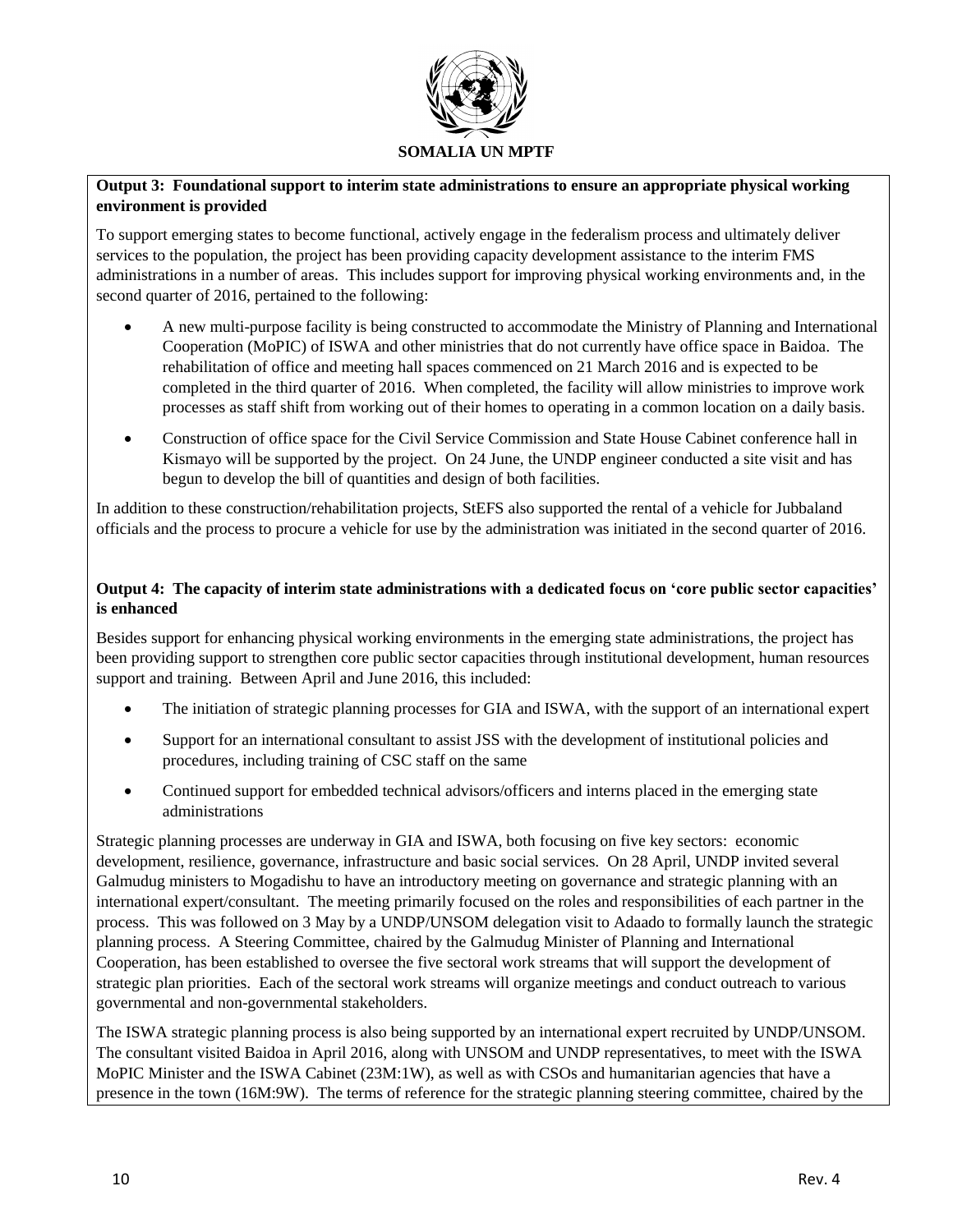**Output 3: Foundational support to interim state administrations to ensure an appropriate physical working environment is provided**

To support emerging states to become functional, actively engage in the federalism process and ultimately deliver services to the population, the project has been providing capacity development assistance to the interim FMS administrations in a number of areas. This includes support for improving physical working environments and, in the second quarter of 2016, pertained to the following:

- A new multi-purpose facility is being constructed to accommodate the Ministry of Planning and International Cooperation (MoPIC) of ISWA and other ministries that do not currently have office space in Baidoa. The rehabilitation of office and meeting hall spaces commenced on 21 March 2016 and is expected to be completed in the third quarter of 2016. When completed, the facility will allow ministries to improve work processes as staff shift from working out of their homes to operating in a common location on a daily basis.
- Construction of office space for the Civil Service Commission and State House Cabinet conference hall in Kismayo will be supported by the project. On 24 June, the UNDP engineer conducted a site visit and has begun to develop the bill of quantities and design of both facilities.

In addition to these construction/rehabilitation projects, StEFS also supported the rental of a vehicle for Jubbaland officials and the process to procure a vehicle for use by the administration was initiated in the second quarter of 2016.

**Output 4: The capacity of interim state administrations with a dedicated focus on 'core public sector capacities' is enhanced**

Besides support for enhancing physical working environments in the emerging state administrations, the project has been providing support to strengthen core public sector capacities through institutional development, human resources support and training. Between April and June 2016, this included:

- The initiation of strategic planning processes for GIA and ISWA, with the support of an international expert
- Support for an international consultant to assist JSS with the development of institutional policies and procedures, including training of CSC staff on the same
- Continued support for embedded technical advisors/officers and interns placed in the emerging state administrations

Strategic planning processes are underway in GIA and ISWA, both focusing on five key sectors: economic development, resilience, governance, infrastructure and basic social services. On 28 April, UNDP invited several Galmudug ministers to Mogadishu to have an introductory meeting on governance and strategic planning with an international expert/consultant. The meeting primarily focused on the roles and responsibilities of each partner in the process. This was followed on 3 May by a UNDP/UNSOM delegation visit to Adaado to formally launch the strategic planning process. A Steering Committee, chaired by the Galmudug Minister of Planning and International Cooperation, has been established to oversee the five sectoral work streams that will support the development of strategic plan priorities. Each of the sectoral work streams will organize meetings and conduct outreach to various governmental and non-governmental stakeholders.

The ISWA strategic planning process is also being supported by an international expert recruited by UNDP/UNSOM. The consultant visited Baidoa in April 2016, along with UNSOM and UNDP representatives, to meet with the ISWA MoPIC Minister and the ISWA Cabinet (23M:1W), as well as with CSOs and humanitarian agencies that have a presence in the town (16M:9W). The terms of reference for the strategic planning steering committee, chaired by the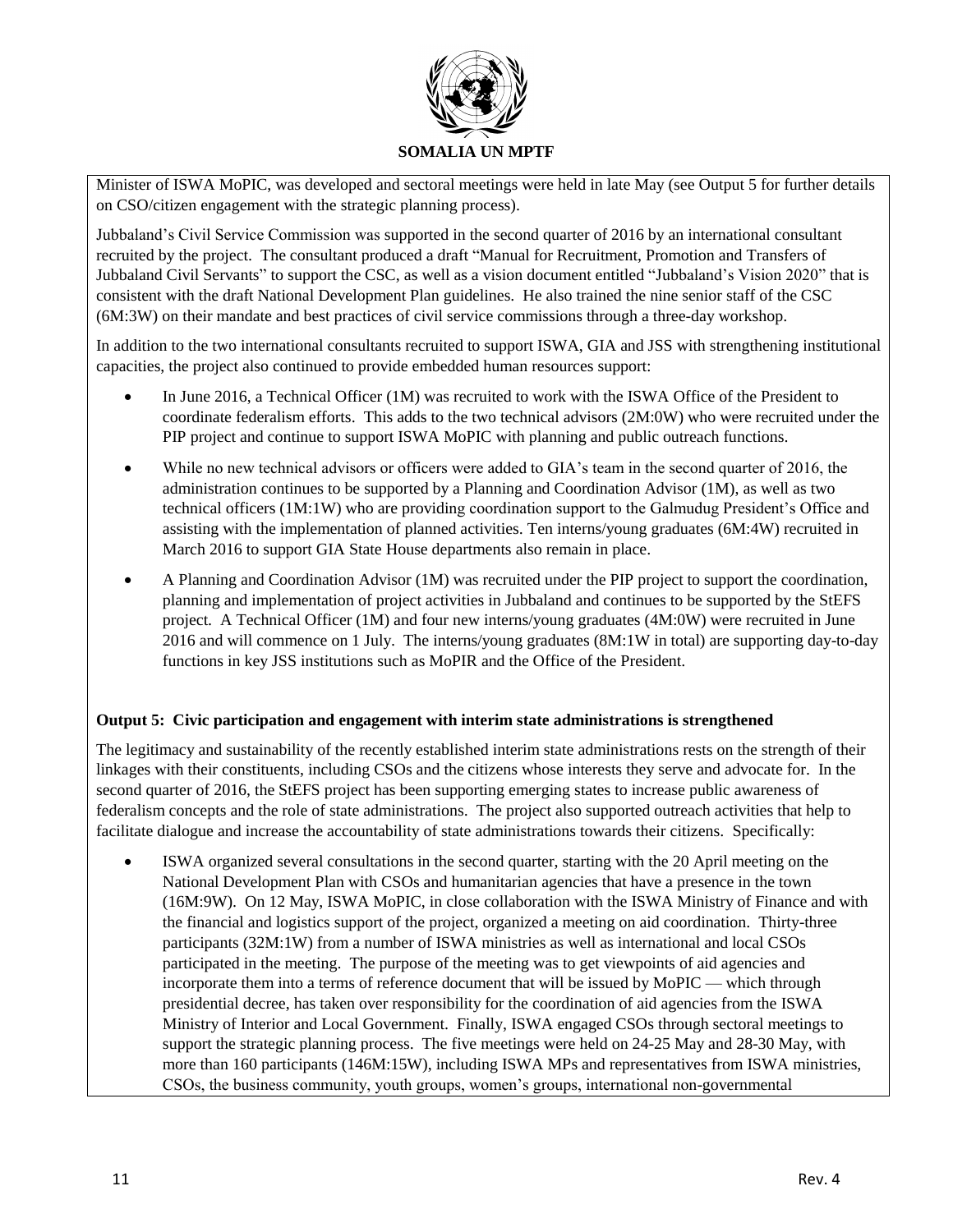Minister of ISWA MoPIC, was developed and sectoral meetings were held in late May (see Output 5 for further details on CSO/citizen engagement with the strategic planning process).

Jubbaland's Civil Service Commission was supported in the second quarter of 2016 by an international consultant recruited by the project. The consultant produced a draft "Manual for Recruitment, Promotion and Transfers of Jubbaland Civil Servants" to support the CSC, as well as a vision document entitled "Jubbaland's Vision 2020" that is consistent with the draft National Development Plan guidelines. He also trained the nine senior staff of the CSC (6M:3W) on their mandate and best practices of civil service commissions through a three-day workshop.

In addition to the two international consultants recruited to support ISWA, GIA and JSS with strengthening institutional capacities, the project also continued to provide embedded human resources support:

- In June 2016, a Technical Officer (1M) was recruited to work with the ISWA Office of the President to coordinate federalism efforts. This adds to the two technical advisors (2M:0W) who were recruited under the PIP project and continue to support ISWA MoPIC with planning and public outreach functions.
- While no new technical advisors or officers were added to GIA's team in the second quarter of 2016, the administration continues to be supported by a Planning and Coordination Advisor (1M), as well as two technical officers (1M:1W) who are providing coordination support to the Galmudug President's Office and assisting with the implementation of planned activities. Ten interns/young graduates (6M:4W) recruited in March 2016 to support GIA State House departments also remain in place.
- A Planning and Coordination Advisor (1M) was recruited under the PIP project to support the coordination, planning and implementation of project activities in Jubbaland and continues to be supported by the StEFS project. A Technical Officer (1M) and four new interns/young graduates (4M:0W) were recruited in June 2016 and will commence on 1 July. The interns/young graduates (8M:1W in total) are supporting day-to-day functions in key JSS institutions such as MoPIR and the Office of the President.

**Output 5: Civic participation and engagement with interim state administrations is strengthened**

The legitimacy and sustainability of the recently established interim state administrations rests on the strength of their linkages with their constituents, including CSOs and the citizens whose interests they serve and advocate for. In the second quarter of 2016, the StEFS project has been supporting emerging states to increase public awareness of federalism concepts and the role of state administrations. The project also supported outreach activities that help to facilitate dialogue and increase the accountability of state administrations towards their citizens. Specifically:

- ISWA organized several consultations in the second quarter, starting with the 20 April meeting on the National Development Plan with CSOs and humanitarian agencies that have a presence in the town (16M:9W). On 12 May, ISWA MoPIC, in close collaboration with the ISWA Ministry of Finance and with the financial and logistics support of the project, organized a meeting on aid coordination. Thirty-three participants (32M:1W) from a number of ISWA ministries as well as international and local CSOs participated in the meeting. The purpose of the meeting was to get viewpoints of aid agencies and incorporate them into a terms of reference document that will be issued by MoPIC — which through presidential decree, has taken over responsibility for the coordination of aid agencies from the ISWA Ministry of Interior and Local Government. Finally, ISWA engaged CSOs through sectoral meetings to support the strategic planning process. The five meetings were held on 24-25 May and 28-30 May, with more than 160 participants (146M:15W), including ISWA MPs and representatives from ISWA ministries, CSOs, the business community, youth groups, women's groups, international non-governmental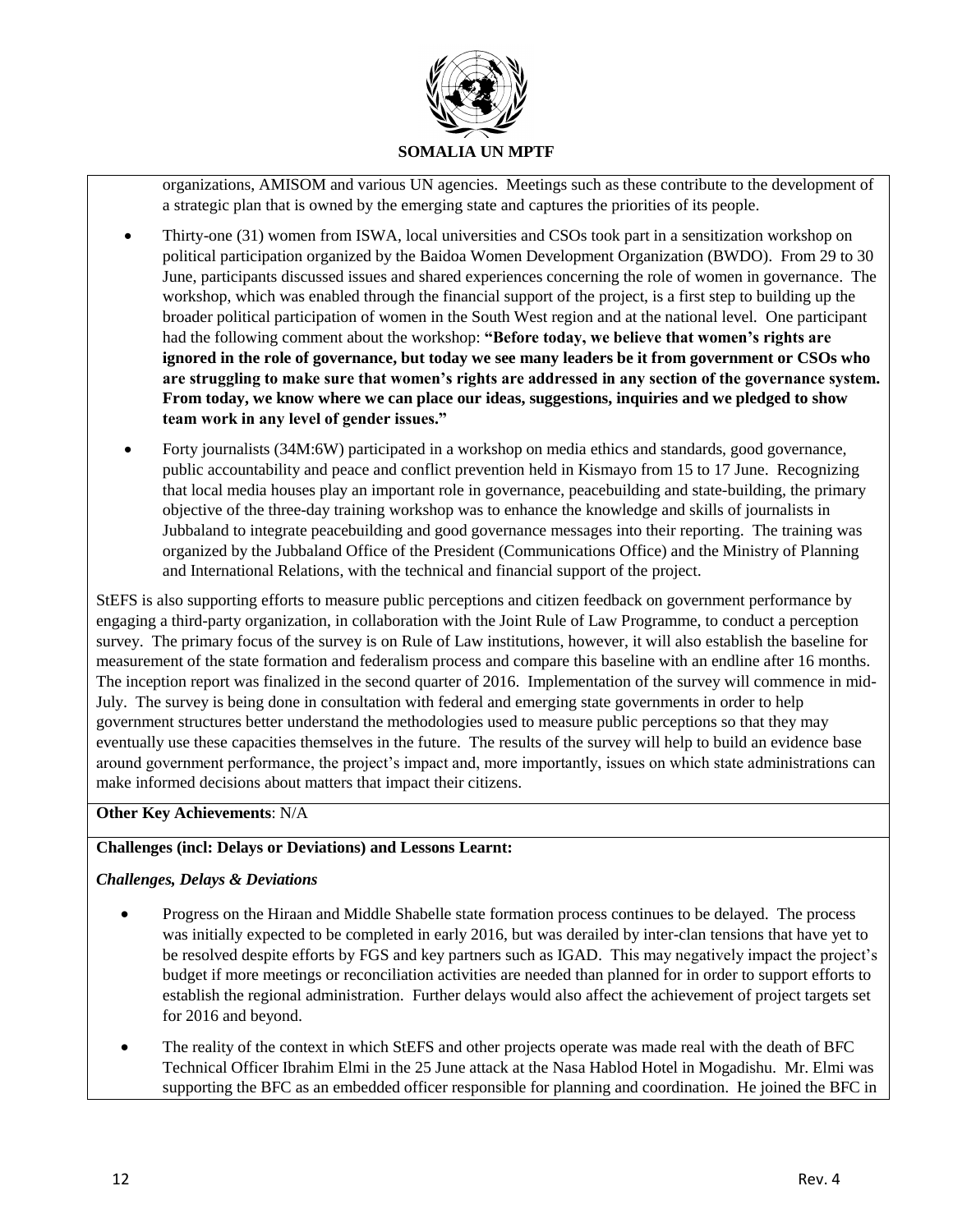organizations, AMISOM and various UN agencies. Meetings such as these contribute to the development of a strategic plan that is owned by the emerging state and captures the priorities of its people.

- Thirty-one (31) women from ISWA, local universities and CSOs took part in a sensitization workshop on political participation organized by the Baidoa Women Development Organization (BWDO). From 29 to 30 June, participants discussed issues and shared experiences concerning the role of women in governance. The workshop, which was enabled through the financial support of the project, is a first step to building up the broader political participation of women in the South West region and at the national level. One participant had the following comment about the workshop: **"Before today, we believe that women's rights are ignored in the role of governance, but today we see many leaders be it from government or CSOs who are struggling to make sure that women's rights are addressed in any section of the governance system. From today, we know where we can place our ideas, suggestions, inquiries and we pledged to show team work in any level of gender issues."**

- Forty journalists (34M:6W) participated in a workshop on media ethics and standards, good governance, public accountability and peace and conflict prevention held in Kismayo from 15 to 17 June. Recognizing that local media houses play an important role in governance, peacebuilding and state-building, the primary objective of the three-day training workshop was to enhance the knowledge and skills of journalists in Jubbaland to integrate peacebuilding and good governance messages into their reporting. The training was organized by the Jubbaland Office of the President (Communications Office) and the Ministry of Planning and International Relations, with the technical and financial support of the project.

StEFS is also supporting efforts to measure public perceptions and citizen feedback on government performance by engaging a third-party organization, in collaboration with the Joint Rule of Law Programme, to conduct a perception survey. The primary focus of the survey is on Rule of Law institutions, however, it will also establish the baseline for measurement of the state formation and federalism process and compare this baseline with an endline after 16 months. The inception report was finalized in the second quarter of 2016. Implementation of the survey will commence in mid-July. The survey is being done in consultation with federal and emerging state governments in order to help government structures better understand the methodologies used to measure public perceptions so that they may eventually use these capacities themselves in the future. The results of the survey will help to build an evidence base around government performance, the project's impact and, more importantly, issues on which state administrations can make informed decisions about matters that impact their citizens.

**Other Key Achievements**: N/A

**Challenges (incl: Delays or Deviations) and Lessons Learnt:**

***Challenges, Delays & Deviations***

- Progress on the Hiraan and Middle Shabelle state formation process continues to be delayed. The process was initially expected to be completed in early 2016, but was derailed by inter-clan tensions that have yet to be resolved despite efforts by FGS and key partners such as IGAD. This may negatively impact the project's budget if more meetings or reconciliation activities are needed than planned for in order to support efforts to establish the regional administration. Further delays would also affect the achievement of project targets set for 2016 and beyond.

- The reality of the context in which StEFS and other projects operate was made real with the death of BFC Technical Officer Ibrahim Elmi in the 25 June attack at the Nasa Hablod Hotel in Mogadishu. Mr. Elmi was supporting the BFC as an embedded officer responsible for planning and coordination. He joined the BFC in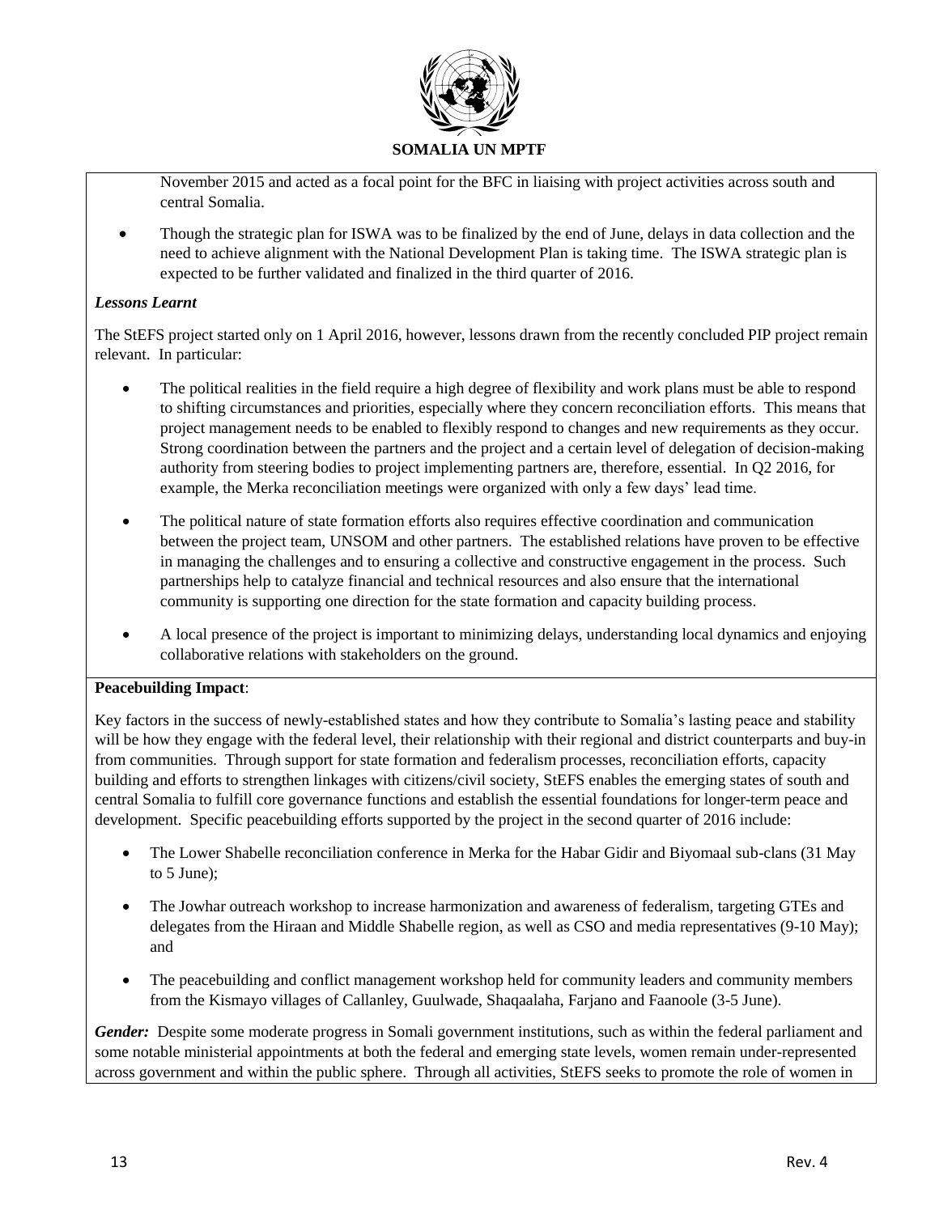November 2015 and acted as a focal point for the BFC in liaising with project activities across south and central Somalia.

- Though the strategic plan for ISWA was to be finalized by the end of June, delays in data collection and the need to achieve alignment with the National Development Plan is taking time. The ISWA strategic plan is expected to be further validated and finalized in the third quarter of 2016.

***Lessons Learnt***

The StEFS project started only on 1 April 2016, however, lessons drawn from the recently concluded PIP project remain relevant. In particular:

- The political realities in the field require a high degree of flexibility and work plans must be able to respond to shifting circumstances and priorities, especially where they concern reconciliation efforts. This means that project management needs to be enabled to flexibly respond to changes and new requirements as they occur. Strong coordination between the partners and the project and a certain level of delegation of decision-making authority from steering bodies to project implementing partners are, therefore, essential. In Q2 2016, for example, the Merka reconciliation meetings were organized with only a few days' lead time.

- The political nature of state formation efforts also requires effective coordination and communication between the project team, UNSOM and other partners. The established relations have proven to be effective in managing the challenges and to ensuring a collective and constructive engagement in the process. Such partnerships help to catalyze financial and technical resources and also ensure that the international community is supporting one direction for the state formation and capacity building process.

- A local presence of the project is important to minimizing delays, understanding local dynamics and enjoying collaborative relations with stakeholders on the ground.

**Peacebuilding Impact**:

Key factors in the success of newly-established states and how they contribute to Somalia's lasting peace and stability will be how they engage with the federal level, their relationship with their regional and district counterparts and buy-in from communities. Through support for state formation and federalism processes, reconciliation efforts, capacity building and efforts to strengthen linkages with citizens/civil society, StEFS enables the emerging states of south and central Somalia to fulfill core governance functions and establish the essential foundations for longer-term peace and development. Specific peacebuilding efforts supported by the project in the second quarter of 2016 include:

- The Lower Shabelle reconciliation conference in Merka for the Habar Gidir and Biyomaal sub-clans (31 May to 5 June);

- The Jowhar outreach workshop to increase harmonization and awareness of federalism, targeting GTEs and delegates from the Hiraan and Middle Shabelle region, as well as CSO and media representatives (9-10 May); and

- The peacebuilding and conflict management workshop held for community leaders and community members from the Kismayo villages of Callanley, Guulwade, Shaqaalaha, Farjano and Faanoole (3-5 June).

***Gender:*** Despite some moderate progress in Somali government institutions, such as within the federal parliament and some notable ministerial appointments at both the federal and emerging state levels, women remain under-represented across government and within the public sphere. Through all activities, StEFS seeks to promote the role of women in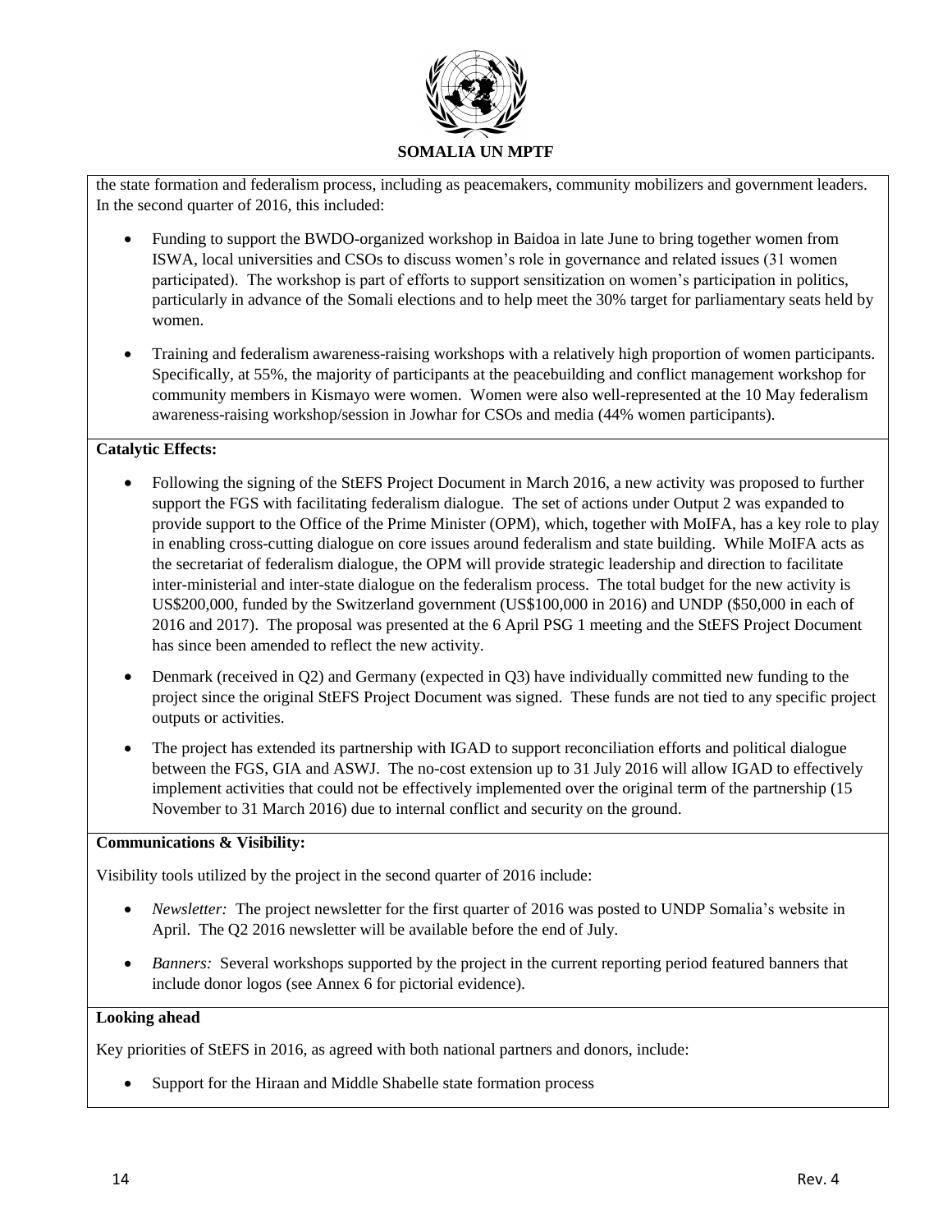the state formation and federalism process, including as peacemakers, community mobilizers and government leaders. In the second quarter of 2016, this included:

- Funding to support the BWDO-organized workshop in Baidoa in late June to bring together women from ISWA, local universities and CSOs to discuss women's role in governance and related issues (31 women participated). The workshop is part of efforts to support sensitization on women's participation in politics, particularly in advance of the Somali elections and to help meet the 30% target for parliamentary seats held by women.
- Training and federalism awareness-raising workshops with a relatively high proportion of women participants. Specifically, at 55%, the majority of participants at the peacebuilding and conflict management workshop for community members in Kismayo were women. Women were also well-represented at the 10 May federalism awareness-raising workshop/session in Jowhar for CSOs and media (44% women participants).

**Catalytic Effects:**

- Following the signing of the StEFS Project Document in March 2016, a new activity was proposed to further support the FGS with facilitating federalism dialogue. The set of actions under Output 2 was expanded to provide support to the Office of the Prime Minister (OPM), which, together with MoIFA, has a key role to play in enabling cross-cutting dialogue on core issues around federalism and state building. While MoIFA acts as the secretariat of federalism dialogue, the OPM will provide strategic leadership and direction to facilitate inter-ministerial and inter-state dialogue on the federalism process. The total budget for the new activity is US$200,000, funded by the Switzerland government (US$100,000 in 2016) and UNDP ($50,000 in each of 2016 and 2017). The proposal was presented at the 6 April PSG 1 meeting and the StEFS Project Document has since been amended to reflect the new activity.
- Denmark (received in Q2) and Germany (expected in Q3) have individually committed new funding to the project since the original StEFS Project Document was signed. These funds are not tied to any specific project outputs or activities.
- The project has extended its partnership with IGAD to support reconciliation efforts and political dialogue between the FGS, GIA and ASWJ. The no-cost extension up to 31 July 2016 will allow IGAD to effectively implement activities that could not be effectively implemented over the original term of the partnership (15 November to 31 March 2016) due to internal conflict and security on the ground.

**Communications & Visibility:**

Visibility tools utilized by the project in the second quarter of 2016 include:

- *Newsletter:* The project newsletter for the first quarter of 2016 was posted to UNDP Somalia's website in April. The Q2 2016 newsletter will be available before the end of July.
- *Banners:* Several workshops supported by the project in the current reporting period featured banners that include donor logos (see Annex 6 for pictorial evidence).

**Looking ahead**

Key priorities of StEFS in 2016, as agreed with both national partners and donors, include:

- Support for the Hiraan and Middle Shabelle state formation process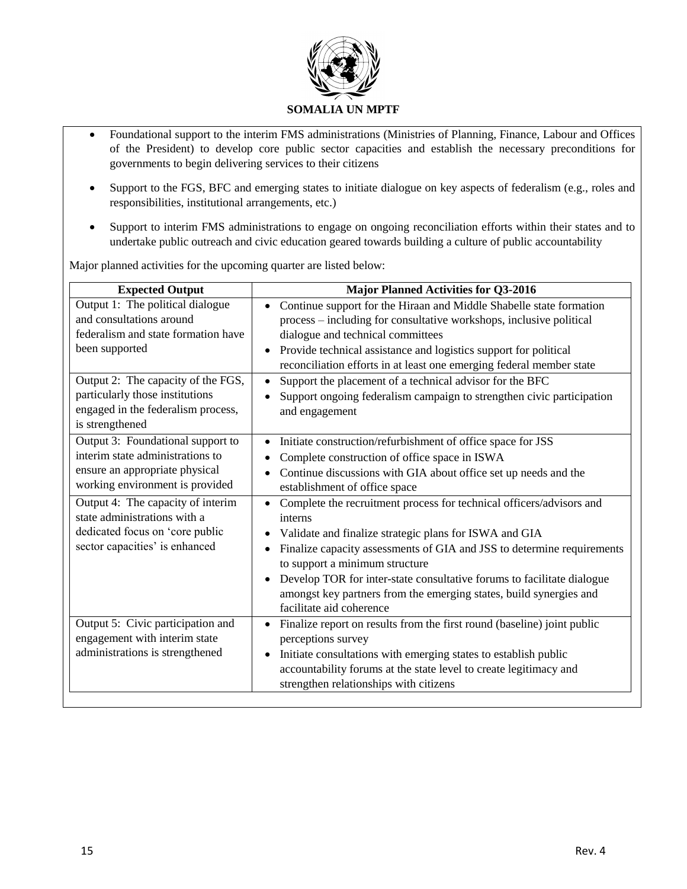- Foundational support to the interim FMS administrations (Ministries of Planning, Finance, Labour and Offices of the President) to develop core public sector capacities and establish the necessary preconditions for governments to begin delivering services to their citizens

- Support to the FGS, BFC and emerging states to initiate dialogue on key aspects of federalism (e.g., roles and responsibilities, institutional arrangements, etc.)

- Support to interim FMS administrations to engage on ongoing reconciliation efforts within their states and to undertake public outreach and civic education geared towards building a culture of public accountability

Major planned activities for the upcoming quarter are listed below:

| Expected Output | Major Planned Activities for Q3-2016 |
|---|---|
| Output 1: The political dialogue and consultations around federalism and state formation have been supported | • Continue support for the Hiraan and Middle Shabelle state formation process – including for consultative workshops, inclusive political dialogue and technical committees<br>• Provide technical assistance and logistics support for political reconciliation efforts in at least one emerging federal member state |
| Output 2: The capacity of the FGS, particularly those institutions engaged in the federalism process, is strengthened | • Support the placement of a technical advisor for the BFC<br>• Support ongoing federalism campaign to strengthen civic participation and engagement |
| Output 3: Foundational support to interim state administrations to ensure an appropriate physical working environment is provided | • Initiate construction/refurbishment of office space for JSS<br>• Complete construction of office space in ISWA<br>• Continue discussions with GIA about office set up needs and the establishment of office space |
| Output 4: The capacity of interim state administrations with a dedicated focus on 'core public sector capacities' is enhanced | • Complete the recruitment process for technical officers/advisors and interns<br>• Validate and finalize strategic plans for ISWA and GIA<br>• Finalize capacity assessments of GIA and JSS to determine requirements to support a minimum structure<br>• Develop TOR for inter-state consultative forums to facilitate dialogue amongst key partners from the emerging states, build synergies and facilitate aid coherence |
| Output 5: Civic participation and engagement with interim state administrations is strengthened | • Finalize report on results from the first round (baseline) joint public perceptions survey<br>• Initiate consultations with emerging states to establish public accountability forums at the state level to create legitimacy and strengthen relationships with citizens |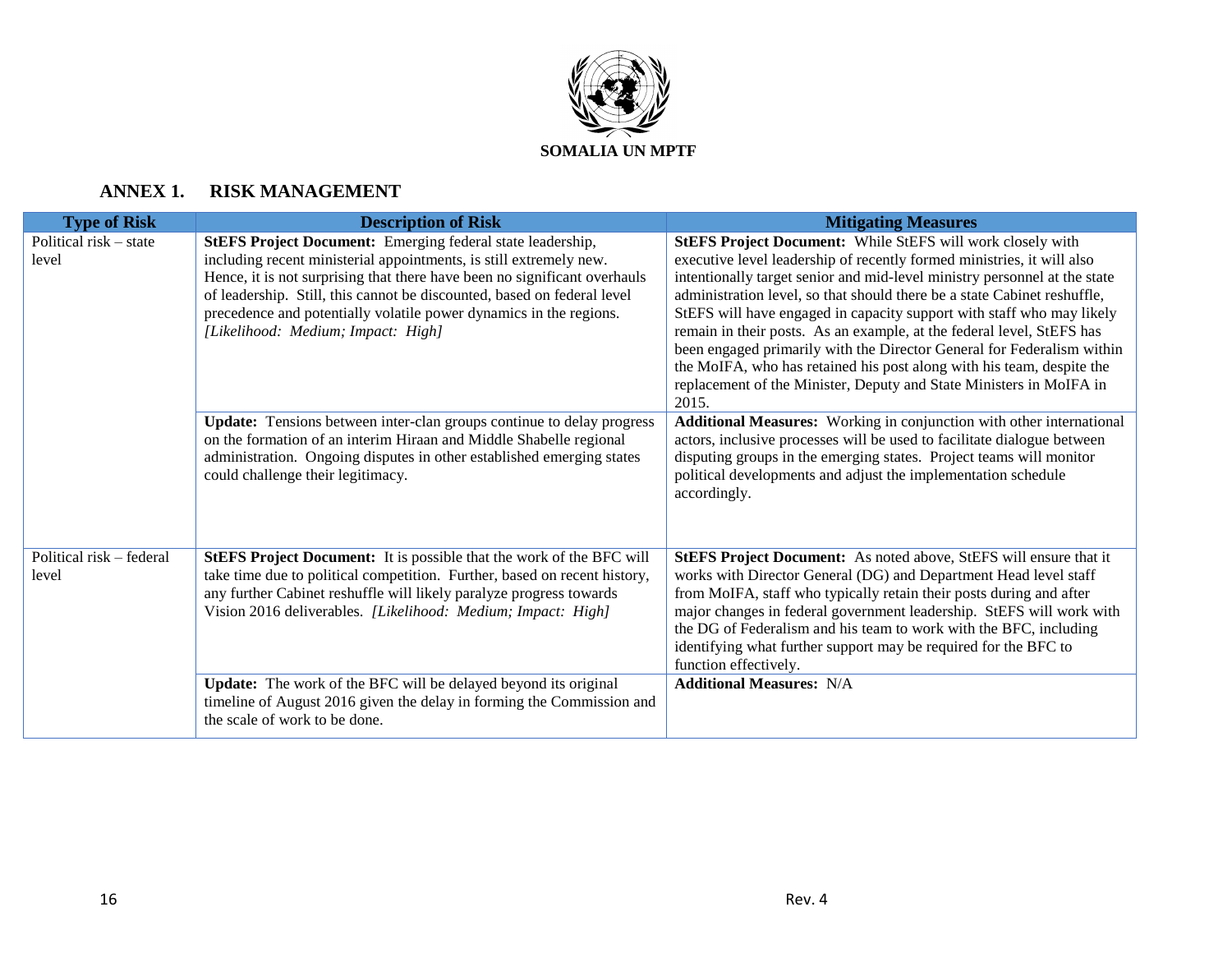**SOMALIA UN MPTF**

## ANNEX 1. RISK MANAGEMENT

| Type of Risk | Description of Risk | Mitigating Measures |
|---|---|---|
| Political risk – state level | **StEFS Project Document:** Emerging federal state leadership, including recent ministerial appointments, is still extremely new. Hence, it is not surprising that there have been no significant overhauls of leadership. Still, this cannot be discounted, based on federal level precedence and potentially volatile power dynamics in the regions. *[Likelihood: Medium; Impact: High]* | **StEFS Project Document:** While StEFS will work closely with executive level leadership of recently formed ministries, it will also intentionally target senior and mid-level ministry personnel at the state administration level, so that should there be a state Cabinet reshuffle, StEFS will have engaged in capacity support with staff who may likely remain in their posts. As an example, at the federal level, StEFS has been engaged primarily with the Director General for Federalism within the MoIFA, who has retained his post along with his team, despite the replacement of the Minister, Deputy and State Ministers in MoIFA in 2015. |
| | **Update:** Tensions between inter-clan groups continue to delay progress on the formation of an interim Hiraan and Middle Shabelle regional administration. Ongoing disputes in other established emerging states could challenge their legitimacy. | **Additional Measures:** Working in conjunction with other international actors, inclusive processes will be used to facilitate dialogue between disputing groups in the emerging states. Project teams will monitor political developments and adjust the implementation schedule accordingly. |
| Political risk – federal level | **StEFS Project Document:** It is possible that the work of the BFC will take time due to political competition. Further, based on recent history, any further Cabinet reshuffle will likely paralyze progress towards Vision 2016 deliverables. *[Likelihood: Medium; Impact: High]* | **StEFS Project Document:** As noted above, StEFS will ensure that it works with Director General (DG) and Department Head level staff from MoIFA, staff who typically retain their posts during and after major changes in federal government leadership. StEFS will work with the DG of Federalism and his team to work with the BFC, including identifying what further support may be required for the BFC to function effectively. |
| | **Update:** The work of the BFC will be delayed beyond its original timeline of August 2016 given the delay in forming the Commission and the scale of work to be done. | **Additional Measures:** N/A |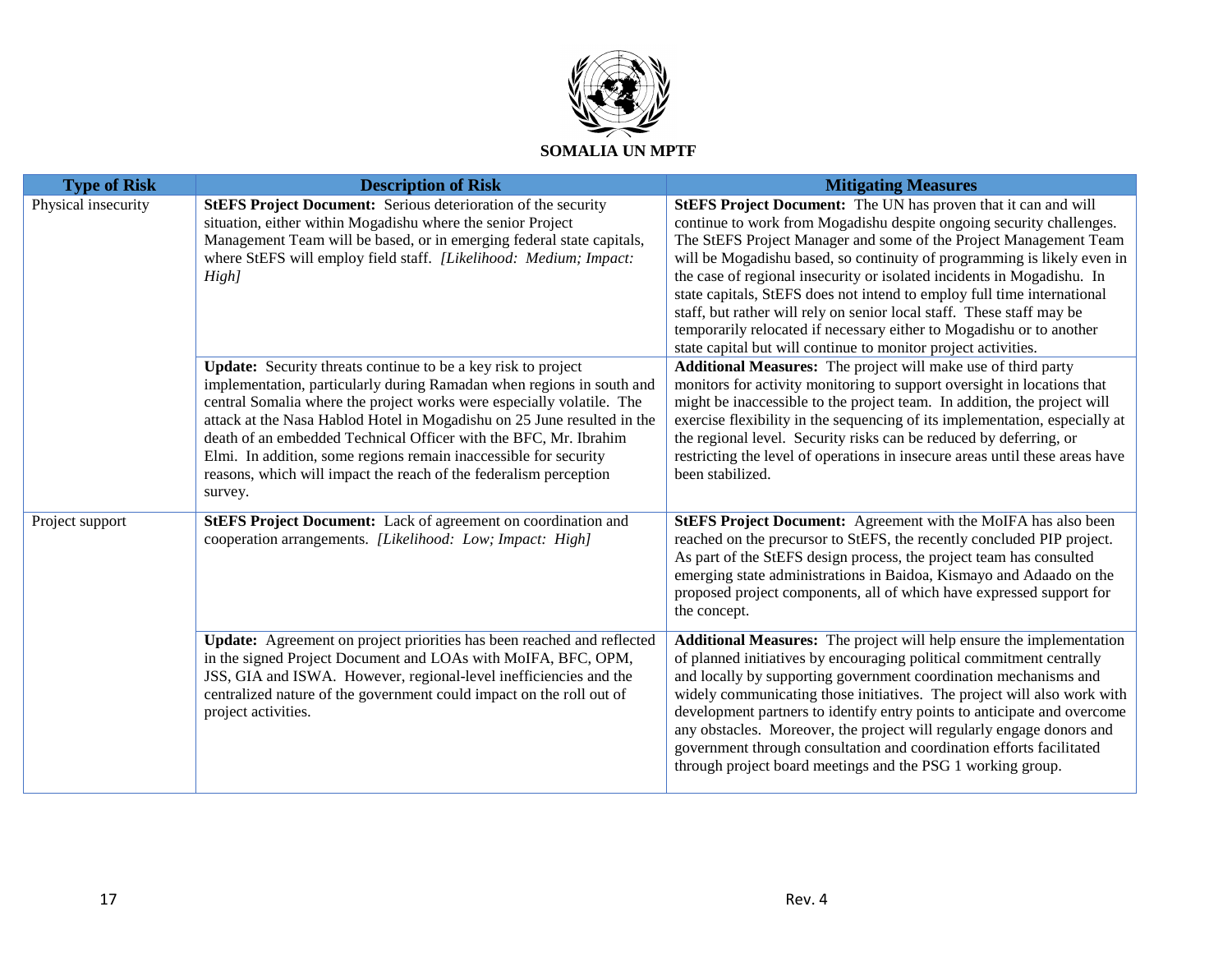**SOMALIA UN MPTF**

| Type of Risk | Description of Risk | Mitigating Measures |
|---|---|---|
| Physical insecurity | **StEFS Project Document:** Serious deterioration of the security situation, either within Mogadishu where the senior Project Management Team will be based, or in emerging federal state capitals, where StEFS will employ field staff. *[Likelihood: Medium; Impact: High]* | **StEFS Project Document:** The UN has proven that it can and will continue to work from Mogadishu despite ongoing security challenges. The StEFS Project Manager and some of the Project Management Team will be Mogadishu based, so continuity of programming is likely even in the case of regional insecurity or isolated incidents in Mogadishu. In state capitals, StEFS does not intend to employ full time international staff, but rather will rely on senior local staff. These staff may be temporarily relocated if necessary either to Mogadishu or to another state capital but will continue to monitor project activities. |
| | **Update:** Security threats continue to be a key risk to project implementation, particularly during Ramadan when regions in south and central Somalia where the project works were especially volatile. The attack at the Nasa Hablod Hotel in Mogadishu on 25 June resulted in the death of an embedded Technical Officer with the BFC, Mr. Ibrahim Elmi. In addition, some regions remain inaccessible for security reasons, which will impact the reach of the federalism perception survey. | **Additional Measures:** The project will make use of third party monitors for activity monitoring to support oversight in locations that might be inaccessible to the project team. In addition, the project will exercise flexibility in the sequencing of its implementation, especially at the regional level. Security risks can be reduced by deferring, or restricting the level of operations in insecure areas until these areas have been stabilized. |
| Project support | **StEFS Project Document:** Lack of agreement on coordination and cooperation arrangements. *[Likelihood: Low; Impact: High]* | **StEFS Project Document:** Agreement with the MoIFA has also been reached on the precursor to StEFS, the recently concluded PIP project. As part of the StEFS design process, the project team has consulted emerging state administrations in Baidoa, Kismayo and Adaado on the proposed project components, all of which have expressed support for the concept. |
| | **Update:** Agreement on project priorities has been reached and reflected in the signed Project Document and LOAs with MoIFA, BFC, OPM, JSS, GIA and ISWA. However, regional-level inefficiencies and the centralized nature of the government could impact on the roll out of project activities. | **Additional Measures:** The project will help ensure the implementation of planned initiatives by encouraging political commitment centrally and locally by supporting government coordination mechanisms and widely communicating those initiatives. The project will also work with development partners to identify entry points to anticipate and overcome any obstacles. Moreover, the project will regularly engage donors and government through consultation and coordination efforts facilitated through project board meetings and the PSG 1 working group. |

Rev. 4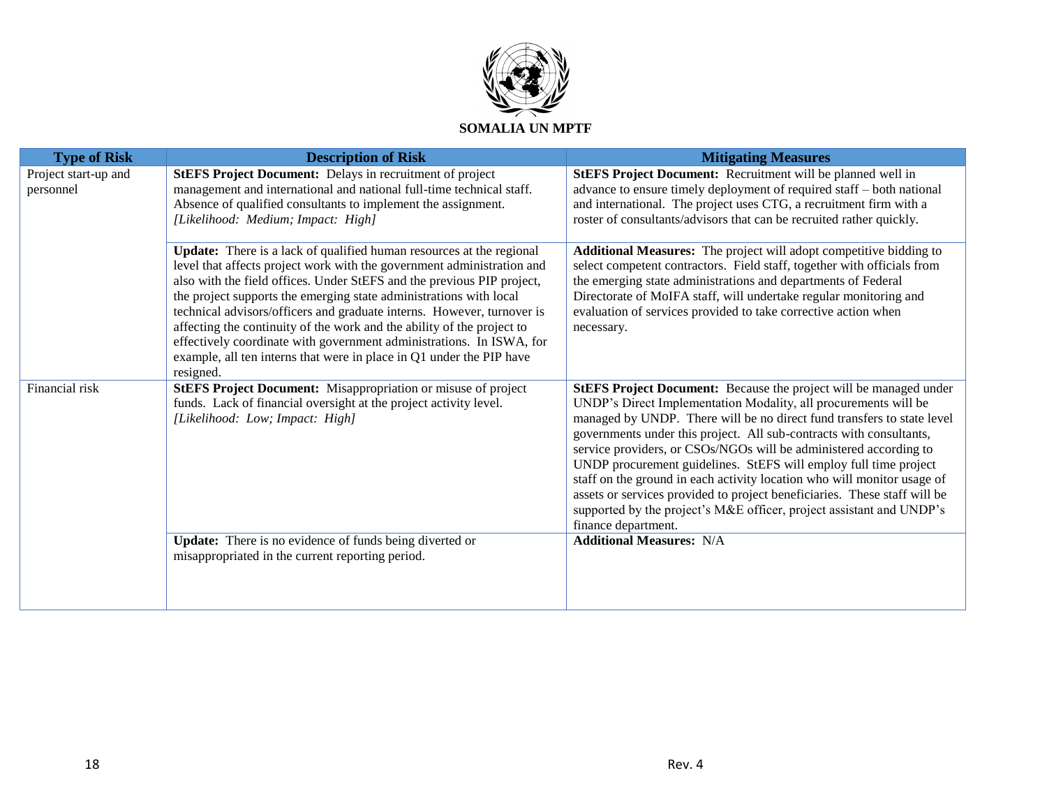**SOMALIA UN MPTF**

| Type of Risk | Description of Risk | Mitigating Measures |
|---|---|---|
| Project start-up and personnel | **StEFS Project Document:** Delays in recruitment of project management and international and national full-time technical staff. Absence of qualified consultants to implement the assignment. *[Likelihood: Medium; Impact: High]* | **StEFS Project Document:** Recruitment will be planned well in advance to ensure timely deployment of required staff – both national and international. The project uses CTG, a recruitment firm with a roster of consultants/advisors that can be recruited rather quickly. |
| | **Update:** There is a lack of qualified human resources at the regional level that affects project work with the government administration and also with the field offices. Under StEFS and the previous PIP project, the project supports the emerging state administrations with local technical advisors/officers and graduate interns. However, turnover is affecting the continuity of the work and the ability of the project to effectively coordinate with government administrations. In ISWA, for example, all ten interns that were in place in Q1 under the PIP have resigned. | **Additional Measures:** The project will adopt competitive bidding to select competent contractors. Field staff, together with officials from the emerging state administrations and departments of Federal Directorate of MoIFA staff, will undertake regular monitoring and evaluation of services provided to take corrective action when necessary. |
| Financial risk | **StEFS Project Document:** Misappropriation or misuse of project funds. Lack of financial oversight at the project activity level. *[Likelihood: Low; Impact: High]* | **StEFS Project Document:** Because the project will be managed under UNDP's Direct Implementation Modality, all procurements will be managed by UNDP. There will be no direct fund transfers to state level governments under this project. All sub-contracts with consultants, service providers, or CSOs/NGOs will be administered according to UNDP procurement guidelines. StEFS will employ full time project staff on the ground in each activity location who will monitor usage of assets or services provided to project beneficiaries. These staff will be supported by the project's M&E officer, project assistant and UNDP's finance department. |
| | **Update:** There is no evidence of funds being diverted or misappropriated in the current reporting period. | **Additional Measures:** N/A |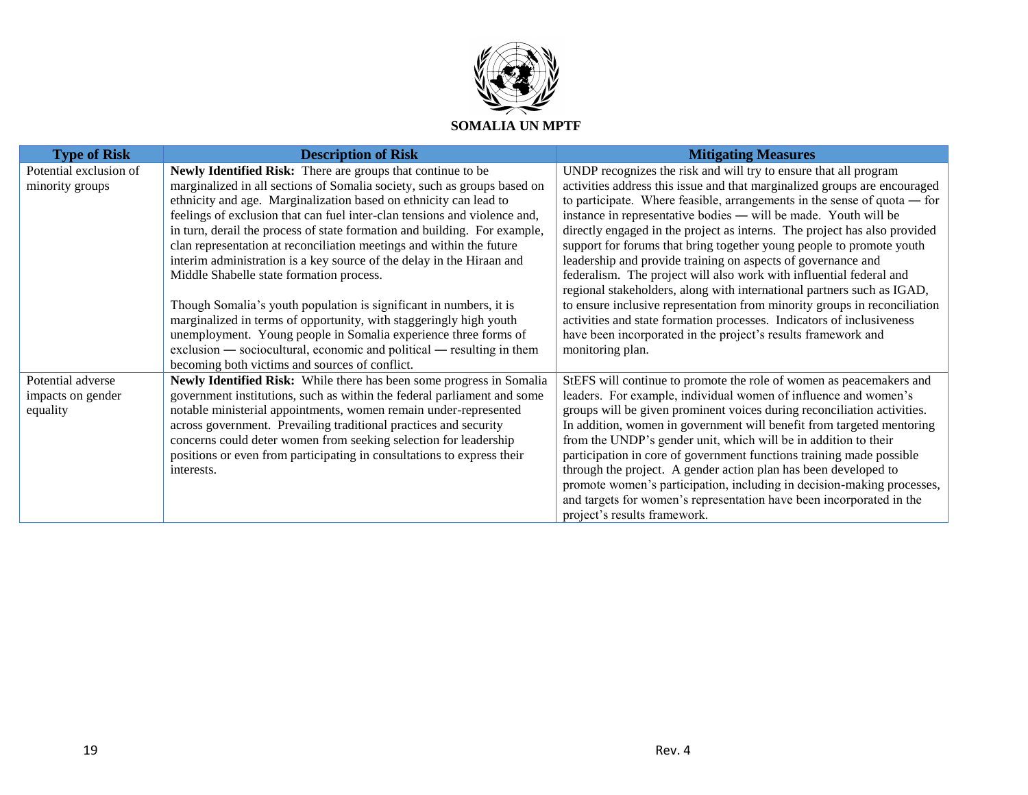**SOMALIA UN MPTF**

| Type of Risk | Description of Risk | Mitigating Measures |
|---|---|---|
| Potential exclusion of minority groups | **Newly Identified Risk:** There are groups that continue to be marginalized in all sections of Somalia society, such as groups based on ethnicity and age. Marginalization based on ethnicity can lead to feelings of exclusion that can fuel inter-clan tensions and violence and, in turn, derail the process of state formation and building. For example, clan representation at reconciliation meetings and within the future interim administration is a key source of the delay in the Hiraan and Middle Shabelle state formation process.<br><br>Though Somalia's youth population is significant in numbers, it is marginalized in terms of opportunity, with staggeringly high youth unemployment. Young people in Somalia experience three forms of exclusion — sociocultural, economic and political — resulting in them becoming both victims and sources of conflict. | UNDP recognizes the risk and will try to ensure that all program activities address this issue and that marginalized groups are encouraged to participate. Where feasible, arrangements in the sense of quota — for instance in representative bodies — will be made. Youth will be directly engaged in the project as interns. The project has also provided support for forums that bring together young people to promote youth leadership and provide training on aspects of governance and federalism. The project will also work with influential federal and regional stakeholders, along with international partners such as IGAD, to ensure inclusive representation from minority groups in reconciliation activities and state formation processes. Indicators of inclusiveness have been incorporated in the project's results framework and monitoring plan. |
| Potential adverse impacts on gender equality | **Newly Identified Risk:** While there has been some progress in Somalia government institutions, such as within the federal parliament and some notable ministerial appointments, women remain under-represented across government. Prevailing traditional practices and security concerns could deter women from seeking selection for leadership positions or even from participating in consultations to express their interests. | StEFS will continue to promote the role of women as peacemakers and leaders. For example, individual women of influence and women's groups will be given prominent voices during reconciliation activities. In addition, women in government will benefit from targeted mentoring from the UNDP's gender unit, which will be in addition to their participation in core of government functions training made possible through the project. A gender action plan has been developed to promote women's participation, including in decision-making processes, and targets for women's representation have been incorporated in the project's results framework. |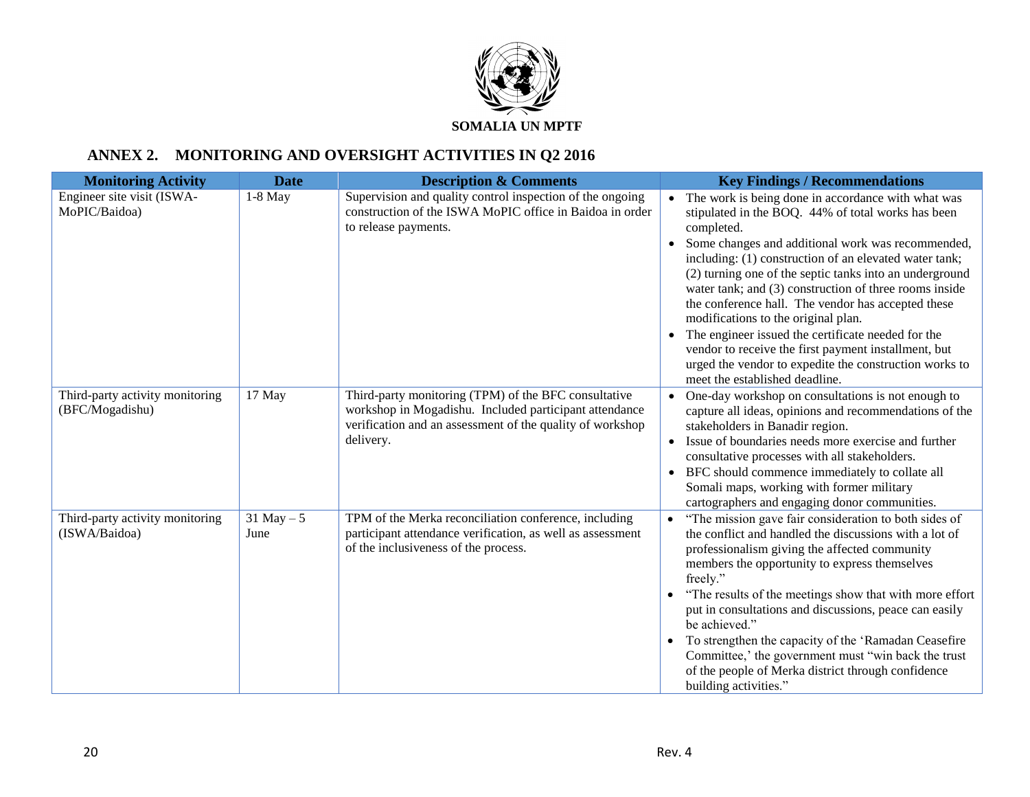SOMALIA UN MPTF

## ANNEX 2. MONITORING AND OVERSIGHT ACTIVITIES IN Q2 2016

| Monitoring Activity | Date | Description & Comments | Key Findings / Recommendations |
|---|---|---|---|
| Engineer site visit (ISWA-MoPIC/Baidoa) | 1-8 May | Supervision and quality control inspection of the ongoing construction of the ISWA MoPIC office in Baidoa in order to release payments. | • The work is being done in accordance with what was stipulated in the BOQ. 44% of total works has been completed.<br>• Some changes and additional work was recommended, including: (1) construction of an elevated water tank; (2) turning one of the septic tanks into an underground water tank; and (3) construction of three rooms inside the conference hall. The vendor has accepted these modifications to the original plan.<br>• The engineer issued the certificate needed for the vendor to receive the first payment installment, but urged the vendor to expedite the construction works to meet the established deadline. |
| Third-party activity monitoring (BFC/Mogadishu) | 17 May | Third-party monitoring (TPM) of the BFC consultative workshop in Mogadishu. Included participant attendance verification and an assessment of the quality of workshop delivery. | • One-day workshop on consultations is not enough to capture all ideas, opinions and recommendations of the stakeholders in Banadir region.<br>• Issue of boundaries needs more exercise and further consultative processes with all stakeholders.<br>• BFC should commence immediately to collate all Somali maps, working with former military cartographers and engaging donor communities. |
| Third-party activity monitoring (ISWA/Baidoa) | 31 May – 5 June | TPM of the Merka reconciliation conference, including participant attendance verification, as well as assessment of the inclusiveness of the process. | • "The mission gave fair consideration to both sides of the conflict and handled the discussions with a lot of professionalism giving the affected community members the opportunity to express themselves freely."<br>• "The results of the meetings show that with more effort put in consultations and discussions, peace can easily be achieved."<br>• To strengthen the capacity of the 'Ramadan Ceasefire Committee,' the government must "win back the trust of the people of Merka district through confidence building activities." |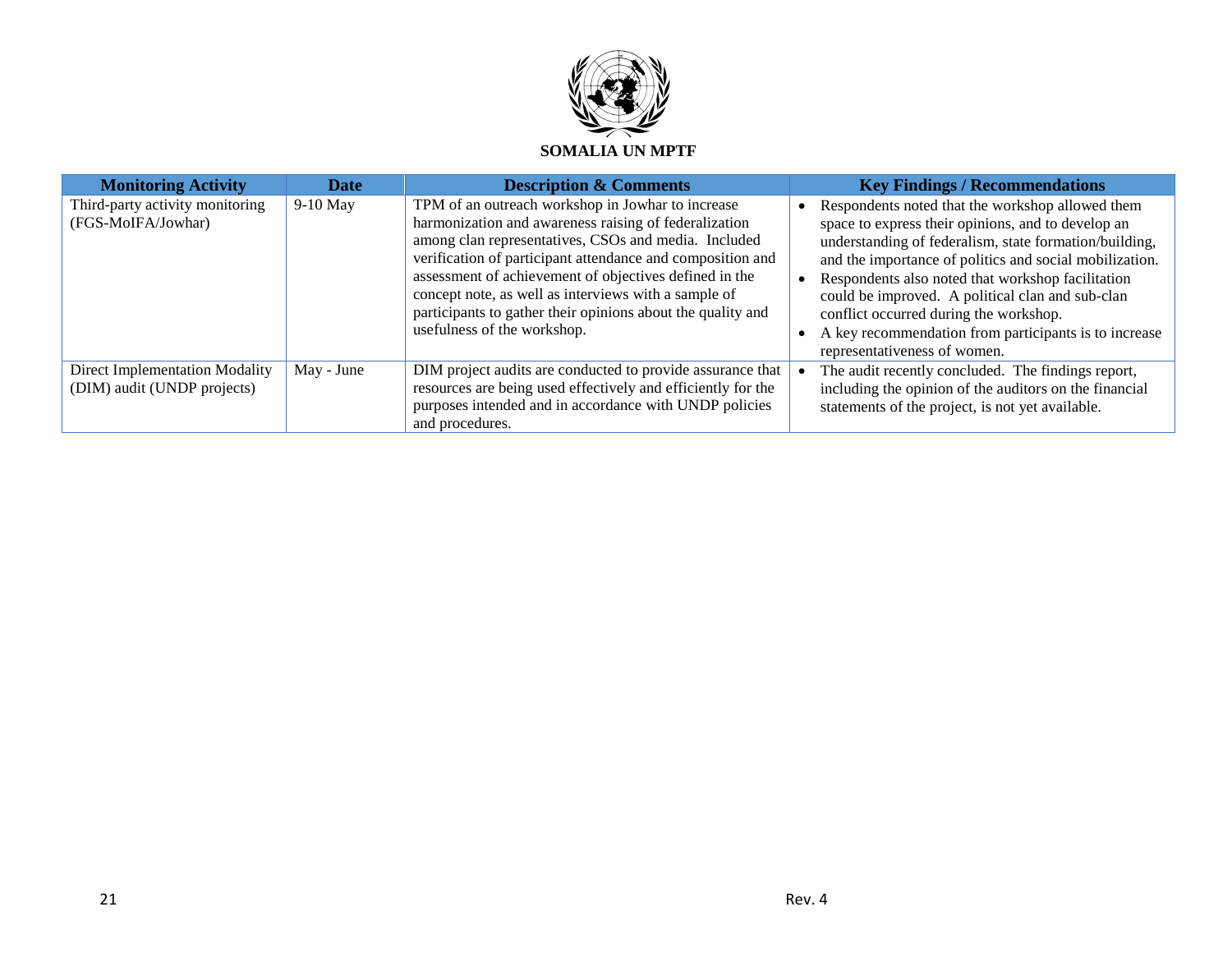**SOMALIA UN MPTF**

| Monitoring Activity | Date | Description & Comments | Key Findings / Recommendations |
|---|---|---|---|
| Third-party activity monitoring (FGS-MoIFA/Jowhar) | 9-10 May | TPM of an outreach workshop in Jowhar to increase harmonization and awareness raising of federalization among clan representatives, CSOs and media. Included verification of participant attendance and composition and assessment of achievement of objectives defined in the concept note, as well as interviews with a sample of participants to gather their opinions about the quality and usefulness of the workshop. | • Respondents noted that the workshop allowed them space to express their opinions, and to develop an understanding of federalism, state formation/building, and the importance of politics and social mobilization. <br> • Respondents also noted that workshop facilitation could be improved. A political clan and sub-clan conflict occurred during the workshop. <br> • A key recommendation from participants is to increase representativeness of women. |
| Direct Implementation Modality (DIM) audit (UNDP projects) | May - June | DIM project audits are conducted to provide assurance that resources are being used effectively and efficiently for the purposes intended and in accordance with UNDP policies and procedures. | • The audit recently concluded. The findings report, including the opinion of the auditors on the financial statements of the project, is not yet available. |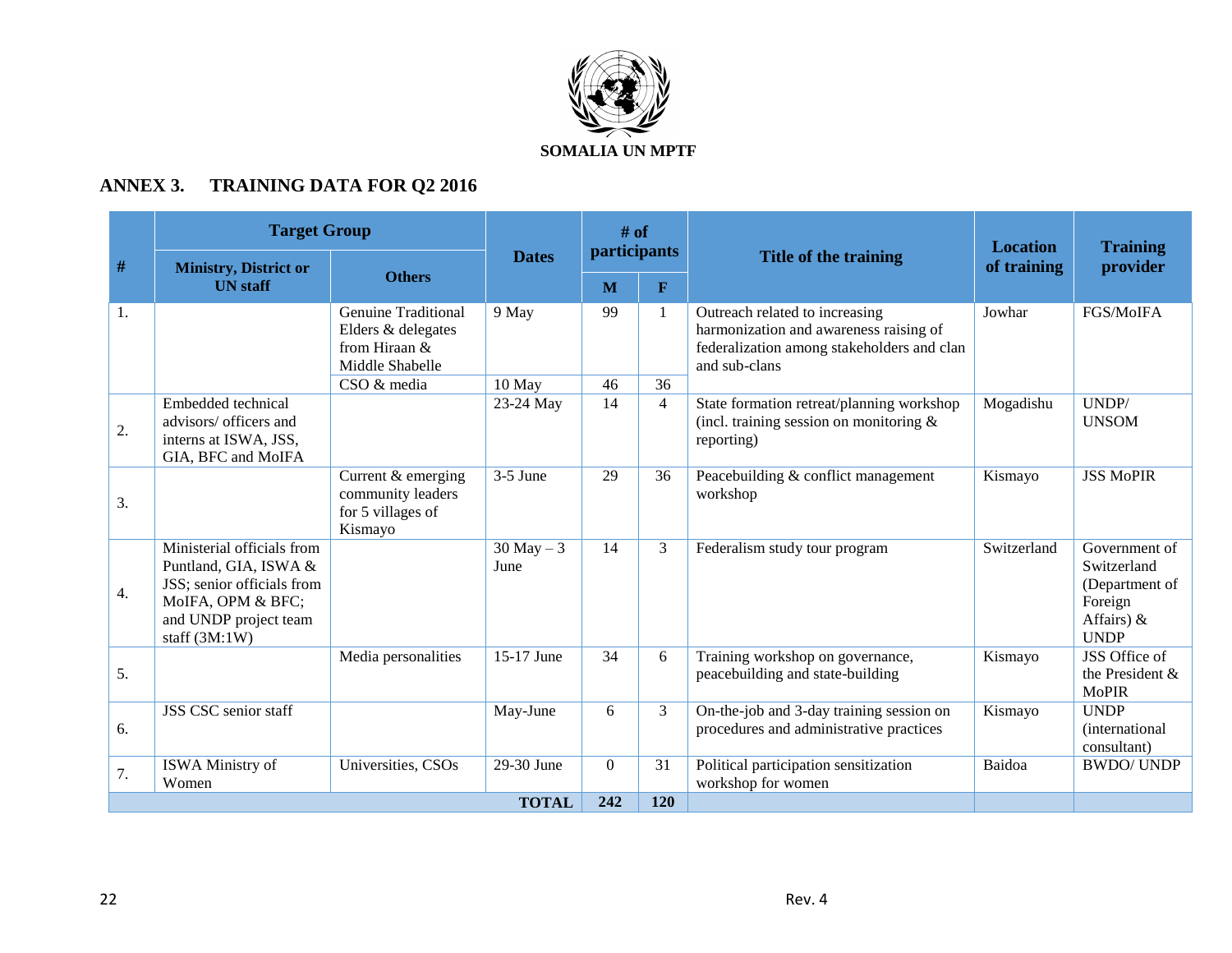SOMALIA UN MPTF

## ANNEX 3. TRAINING DATA FOR Q2 2016

| # | Target Group | | Dates | # of participants | | Title of the training | Location of training | Training provider |
|---|---|---|---|---|---|---|---|---|
| | Ministry, District or UN staff | Others | | M | F | | | |
| 1. | | Genuine Traditional Elders & delegates from Hiraan & Middle Shabelle | 9 May | 99 | 1 | Outreach related to increasing harmonization and awareness raising of federalization among stakeholders and clan and sub-clans | Jowhar | FGS/MoIFA |
| | | CSO & media | 10 May | 46 | 36 | | | |
| 2. | Embedded technical advisors/ officers and interns at ISWA, JSS, GIA, BFC and MoIFA | | 23-24 May | 14 | 4 | State formation retreat/planning workshop (incl. training session on monitoring & reporting) | Mogadishu | UNDP/ UNSOM |
| 3. | | Current & emerging community leaders for 5 villages of Kismayo | 3-5 June | 29 | 36 | Peacebuilding & conflict management workshop | Kismayo | JSS MoPIR |
| 4. | Ministerial officials from Puntland, GIA, ISWA & JSS; senior officials from MoIFA, OPM & BFC; and UNDP project team staff (3M:1W) | | 30 May – 3 June | 14 | 3 | Federalism study tour program | Switzerland | Government of Switzerland (Department of Foreign Affairs) & UNDP |
| 5. | | Media personalities | 15-17 June | 34 | 6 | Training workshop on governance, peacebuilding and state-building | Kismayo | JSS Office of the President & MoPIR |
| 6. | JSS CSC senior staff | | May-June | 6 | 3 | On-the-job and 3-day training session on procedures and administrative practices | Kismayo | UNDP (international consultant) |
| 7. | ISWA Ministry of Women | Universities, CSOs | 29-30 June | 0 | 31 | Political participation sensitization workshop for women | Baidoa | BWDO/ UNDP |
| | | | **TOTAL** | **242** | **120** | | | |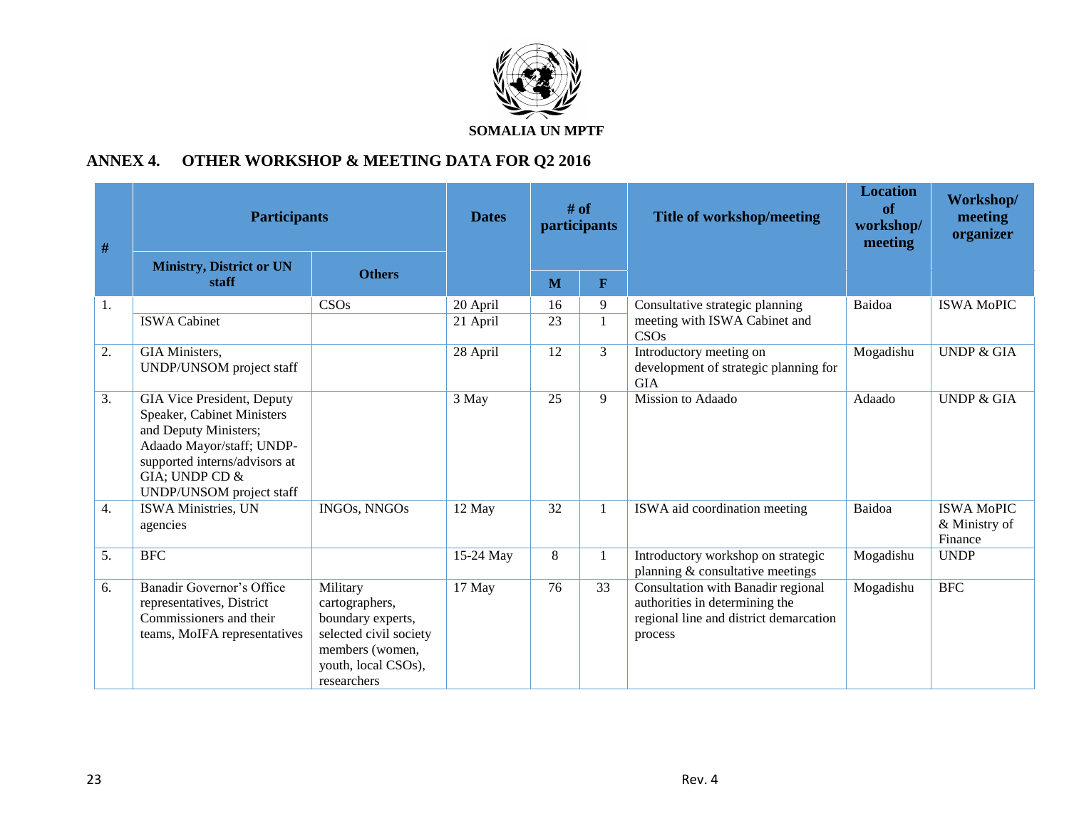**SOMALIA UN MPTF**

## ANNEX 4. OTHER WORKSHOP & MEETING DATA FOR Q2 2016

| # | Participants | | Dates | # of participants | | Title of workshop/meeting | Location of workshop/ meeting | Workshop/ meeting organizer |
|---|---|---|---|---|---|---|---|---|
| | Ministry, District or UN staff | Others | | M | F | | | |
| 1. | | CSOs | 20 April | 16 | 9 | Consultative strategic planning meeting with ISWA Cabinet and CSOs | Baidoa | ISWA MoPIC |
| | ISWA Cabinet | | 21 April | 23 | 1 | | | |
| 2. | GIA Ministers, UNDP/UNSOM project staff | | 28 April | 12 | 3 | Introductory meeting on development of strategic planning for GIA | Mogadishu | UNDP & GIA |
| 3. | GIA Vice President, Deputy Speaker, Cabinet Ministers and Deputy Ministers; Adaado Mayor/staff; UNDP-supported interns/advisors at GIA; UNDP CD & UNDP/UNSOM project staff | | 3 May | 25 | 9 | Mission to Adaado | Adaado | UNDP & GIA |
| 4. | ISWA Ministries, UN agencies | INGOs, NNGOs | 12 May | 32 | 1 | ISWA aid coordination meeting | Baidoa | ISWA MoPIC & Ministry of Finance |
| 5. | BFC | | 15-24 May | 8 | 1 | Introductory workshop on strategic planning & consultative meetings | Mogadishu | UNDP |
| 6. | Banadir Governor's Office representatives, District Commissioners and their teams, MoIFA representatives | Military cartographers, boundary experts, selected civil society members (women, youth, local CSOs), researchers | 17 May | 76 | 33 | Consultation with Banadir regional authorities in determining the regional line and district demarcation process | Mogadishu | BFC |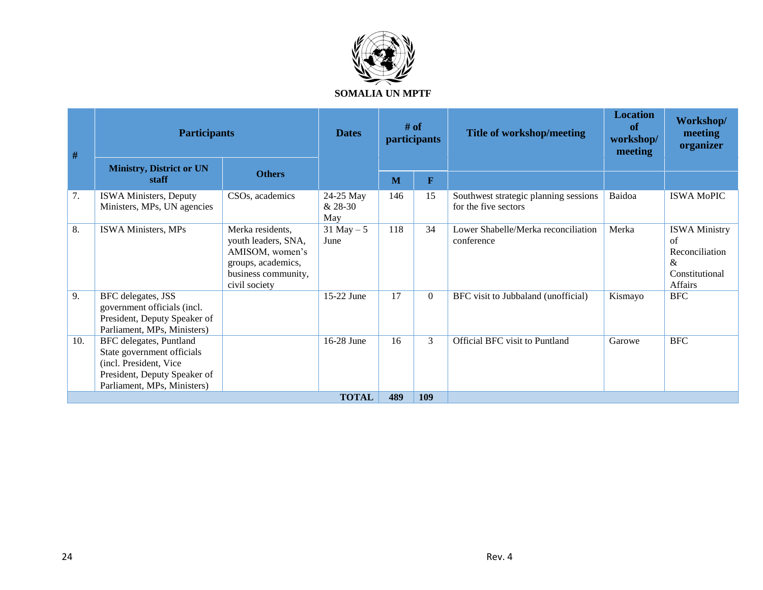**SOMALIA UN MPTF**

| # | Participants | | Dates | # of participants | | Title of workshop/meeting | Location of workshop/ meeting | Workshop/ meeting organizer |
|---|---|---|---|---|---|---|---|---|
| | Ministry, District or UN staff | Others | | M | F | | | |
| 7. | ISWA Ministers, Deputy Ministers, MPs, UN agencies | CSOs, academics | 24-25 May & 28-30 May | 146 | 15 | Southwest strategic planning sessions for the five sectors | Baidoa | ISWA MoPIC |
| 8. | ISWA Ministers, MPs | Merka residents, youth leaders, SNA, AMISOM, women's groups, academics, business community, civil society | 31 May – 5 June | 118 | 34 | Lower Shabelle/Merka reconciliation conference | Merka | ISWA Ministry of Reconciliation & Constitutional Affairs |
| 9. | BFC delegates, JSS government officials (incl. President, Deputy Speaker of Parliament, MPs, Ministers) | | 15-22 June | 17 | 0 | BFC visit to Jubbaland (unofficial) | Kismayo | BFC |
| 10. | BFC delegates, Puntland State government officials (incl. President, Vice President, Deputy Speaker of Parliament, MPs, Ministers) | | 16-28 June | 16 | 3 | Official BFC visit to Puntland | Garowe | BFC |
| | | | **TOTAL** | **489** | **109** | | | |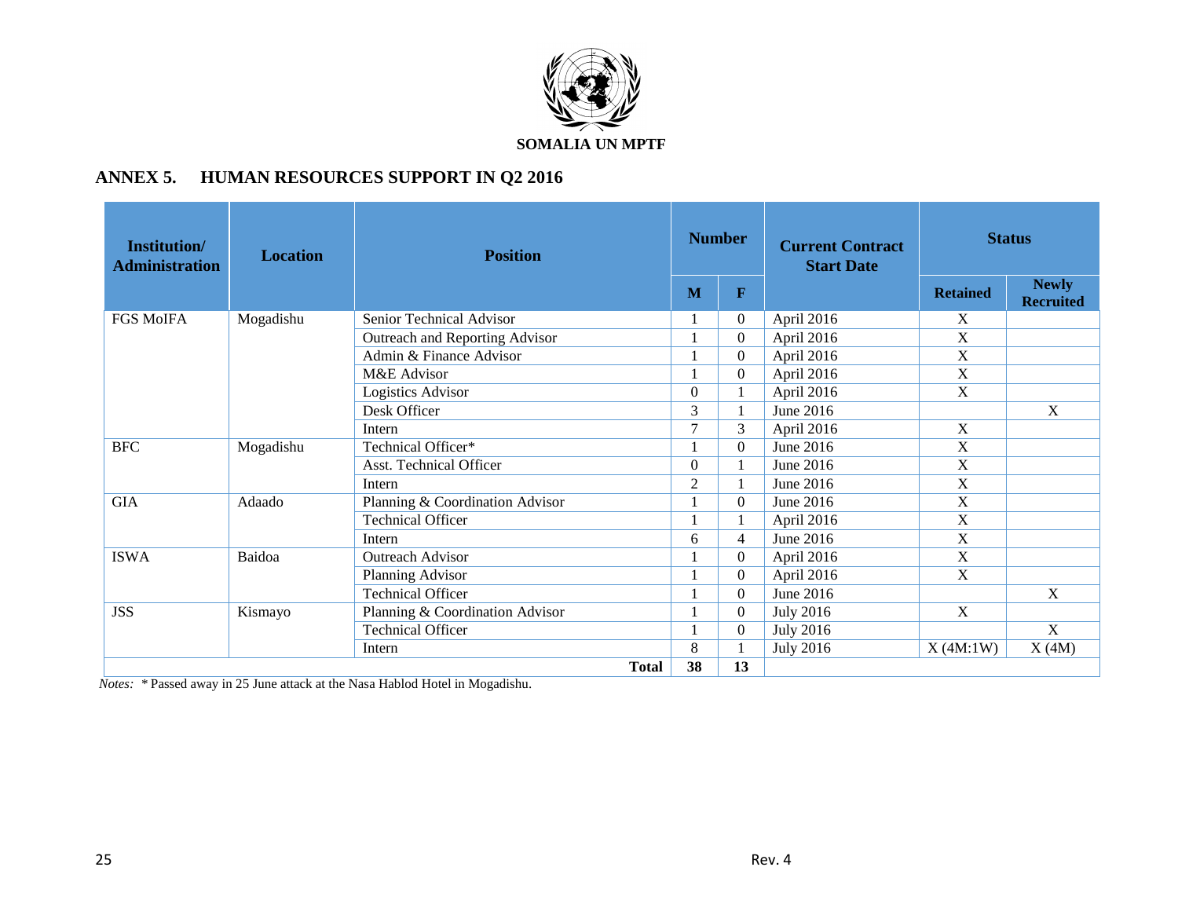**SOMALIA UN MPTF**

## ANNEX 5. HUMAN RESOURCES SUPPORT IN Q2 2016

| Institution/ Administration | Location | Position | Number | | Current Contract Start Date | Status | |
|---|---|---|---|---|---|---|---|
| | | | M | F | | Retained | Newly Recruited |
| FGS MoIFA | Mogadishu | Senior Technical Advisor | 1 | 0 | April 2016 | X | |
| | | Outreach and Reporting Advisor | 1 | 0 | April 2016 | X | |
| | | Admin & Finance Advisor | 1 | 0 | April 2016 | X | |
| | | M&E Advisor | 1 | 0 | April 2016 | X | |
| | | Logistics Advisor | 0 | 1 | April 2016 | X | |
| | | Desk Officer | 3 | 1 | June 2016 | | X |
| | | Intern | 7 | 3 | April 2016 | X | |
| BFC | Mogadishu | Technical Officer* | 1 | 0 | June 2016 | X | |
| | | Asst. Technical Officer | 0 | 1 | June 2016 | X | |
| | | Intern | 2 | 1 | June 2016 | X | |
| GIA | Adaado | Planning & Coordination Advisor | 1 | 0 | June 2016 | X | |
| | | Technical Officer | 1 | 1 | April 2016 | X | |
| | | Intern | 6 | 4 | June 2016 | X | |
| ISWA | Baidoa | Outreach Advisor | 1 | 0 | April 2016 | X | |
| | | Planning Advisor | 1 | 0 | April 2016 | X | |
| | | Technical Officer | 1 | 0 | June 2016 | | X |
| JSS | Kismayo | Planning & Coordination Advisor | 1 | 0 | July 2016 | X | |
| | | Technical Officer | 1 | 0 | July 2016 | | X |
| | | Intern | 8 | 1 | July 2016 | X (4M:1W) | X (4M) |
| | | **Total** | **38** | **13** | | | |

*Notes:* * Passed away in 25 June attack at the Nasa Hablod Hotel in Mogadishu.